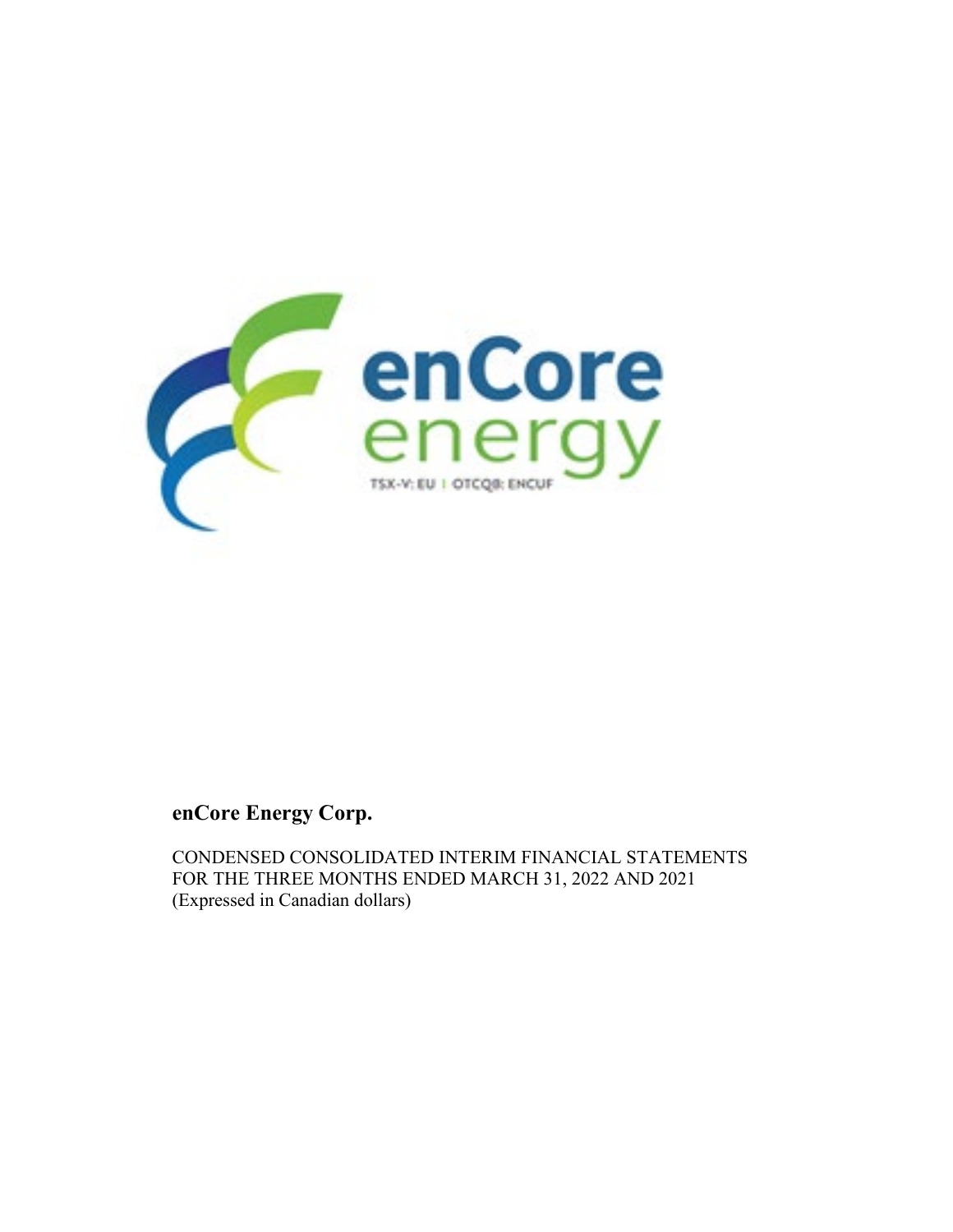**enCore Energy Corp.**

CONDENSED CONSOLIDATED INTERIM FINANCIAL STATEMENTS
FOR THE THREE MONTHS ENDED MARCH 31, 2022 AND 2021
(Expressed in Canadian dollars)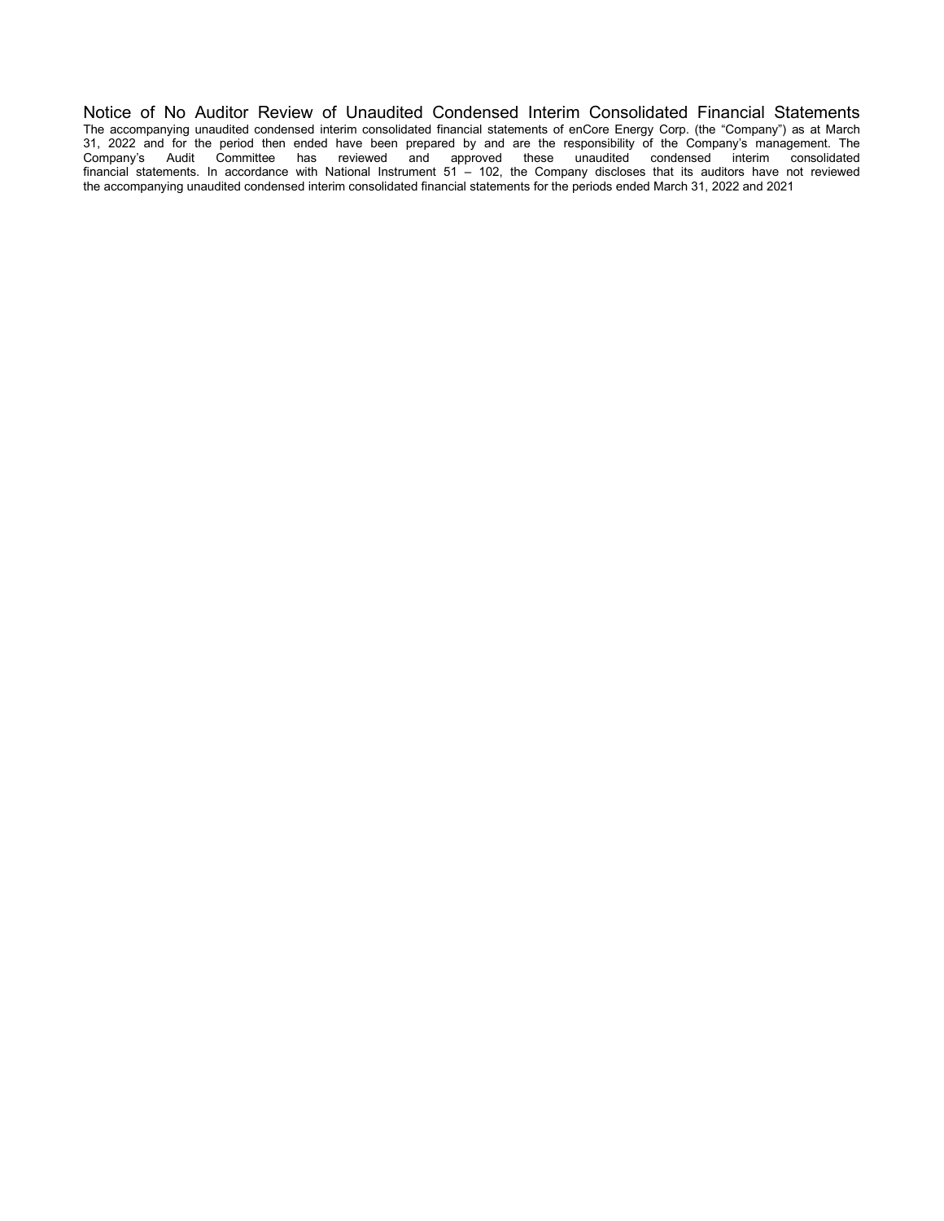# Notice of No Auditor Review of Unaudited Condensed Interim Consolidated Financial Statements

The accompanying unaudited condensed interim consolidated financial statements of enCore Energy Corp. (the "Company") as at March 31, 2022 and for the period then ended have been prepared by and are the responsibility of the Company's management. The Company's Audit Committee has reviewed and approved these unaudited condensed interim consolidated financial statements. In accordance with National Instrument 51 – 102, the Company discloses that its auditors have not reviewed the accompanying unaudited condensed interim consolidated financial statements for the periods ended March 31, 2022 and 2021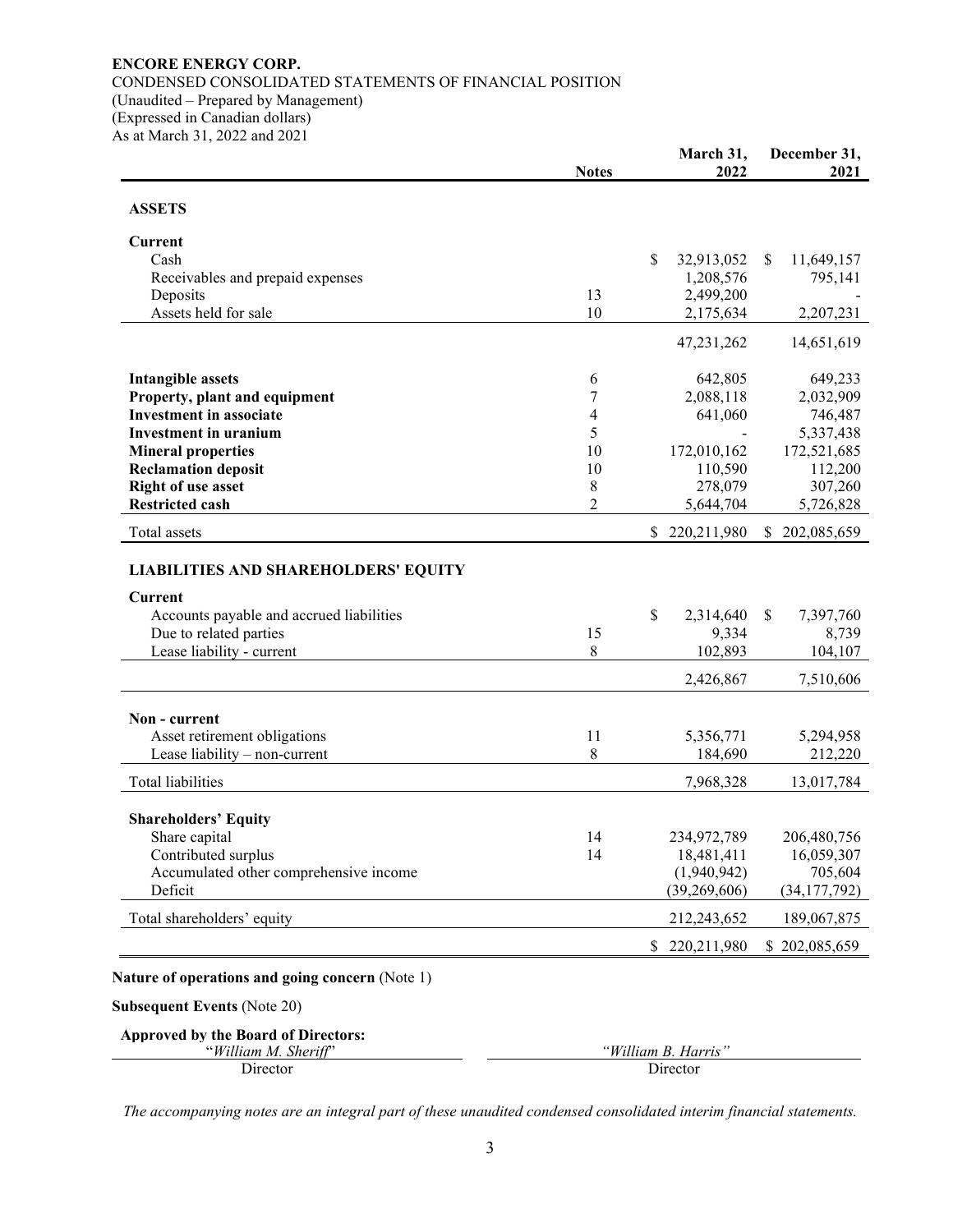**ENCORE ENERGY CORP.**
CONDENSED CONSOLIDATED STATEMENTS OF FINANCIAL POSITION
(Unaudited – Prepared by Management)
(Expressed in Canadian dollars)
As at March 31, 2022 and 2021

| | Notes | March 31, 2022 | December 31, 2021 |
|---|---|---|---|
| **ASSETS** | | | |
| **Current** | | | |
| Cash | | $ 32,913,052 | $ 11,649,157 |
| Receivables and prepaid expenses | | 1,208,576 | 795,141 |
| Deposits | 13 | 2,499,200 | - |
| Assets held for sale | 10 | 2,175,634 | 2,207,231 |
| | | 47,231,262 | 14,651,619 |
| **Intangible assets** | 6 | 642,805 | 649,233 |
| **Property, plant and equipment** | 7 | 2,088,118 | 2,032,909 |
| **Investment in associate** | 4 | 641,060 | 746,487 |
| **Investment in uranium** | 5 | - | 5,337,438 |
| **Mineral properties** | 10 | 172,010,162 | 172,521,685 |
| **Reclamation deposit** | 10 | 110,590 | 112,200 |
| **Right of use asset** | 8 | 278,079 | 307,260 |
| **Restricted cash** | 2 | 5,644,704 | 5,726,828 |
| Total assets | | $ 220,211,980 | $ 202,085,659 |
| **LIABILITIES AND SHAREHOLDERS' EQUITY** | | | |
| **Current** | | | |
| Accounts payable and accrued liabilities | | $ 2,314,640 | $ 7,397,760 |
| Due to related parties | 15 | 9,334 | 8,739 |
| Lease liability - current | 8 | 102,893 | 104,107 |
| | | 2,426,867 | 7,510,606 |
| **Non - current** | | | |
| Asset retirement obligations | 11 | 5,356,771 | 5,294,958 |
| Lease liability – non-current | 8 | 184,690 | 212,220 |
| Total liabilities | | 7,968,328 | 13,017,784 |
| **Shareholders' Equity** | | | |
| Share capital | 14 | 234,972,789 | 206,480,756 |
| Contributed surplus | 14 | 18,481,411 | 16,059,307 |
| Accumulated other comprehensive income | | (1,940,942) | 705,604 |
| Deficit | | (39,269,606) | (34,177,792) |
| Total shareholders' equity | | 212,243,652 | 189,067,875 |
| | | $ 220,211,980 | $ 202,085,659 |

**Nature of operations and going concern** (Note 1)

**Subsequent Events** (Note 20)

**Approved by the Board of Directors:**

"*William M. Sheriff*" — Director

*"William B. Harris"* — Director

*The accompanying notes are an integral part of these unaudited condensed consolidated interim financial statements.*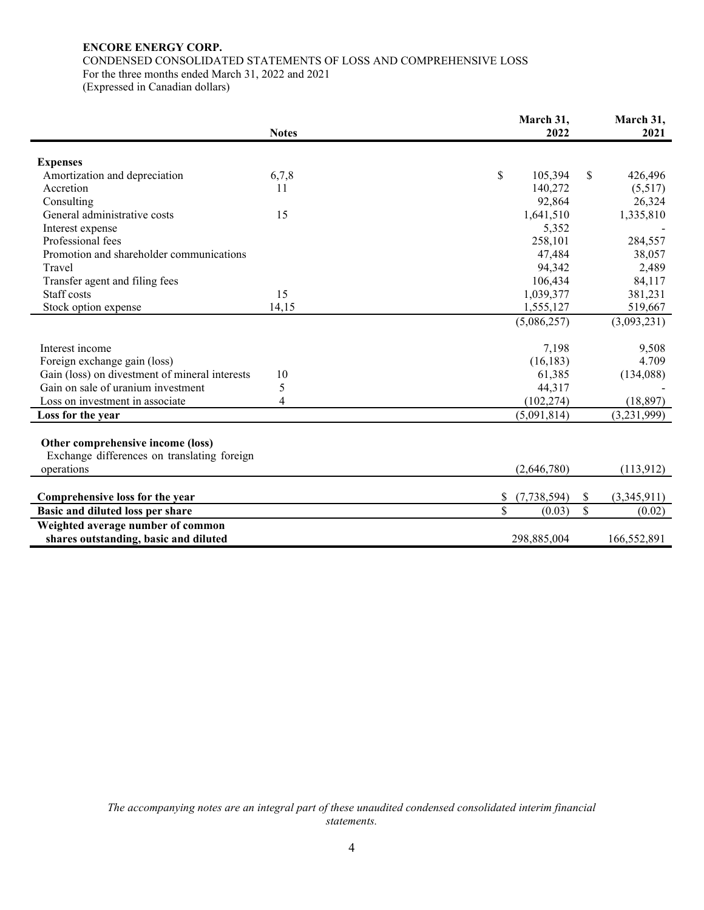**ENCORE ENERGY CORP.**
CONDENSED CONSOLIDATED STATEMENTS OF LOSS AND COMPREHENSIVE LOSS
For the three months ended March 31, 2022 and 2021
(Expressed in Canadian dollars)

| | Notes | March 31, 2022 | March 31, 2021 |
|---|---|---|---|
| **Expenses** | | | |
| Amortization and depreciation | 6,7,8 | $ 105,394 | $ 426,496 |
| Accretion | 11 | 140,272 | (5,517) |
| Consulting | | 92,864 | 26,324 |
| General administrative costs | 15 | 1,641,510 | 1,335,810 |
| Interest expense | | 5,352 | - |
| Professional fees | | 258,101 | 284,557 |
| Promotion and shareholder communications | | 47,484 | 38,057 |
| Travel | | 94,342 | 2,489 |
| Transfer agent and filing fees | | 106,434 | 84,117 |
| Staff costs | 15 | 1,039,377 | 381,231 |
| Stock option expense | 14,15 | 1,555,127 | 519,667 |
| | | (5,086,257) | (3,093,231) |
| Interest income | | 7,198 | 9,508 |
| Foreign exchange gain (loss) | | (16,183) | 4.709 |
| Gain (loss) on divestment of mineral interests | 10 | 61,385 | (134,088) |
| Gain on sale of uranium investment | 5 | 44,317 | - |
| Loss on investment in associate | 4 | (102,274) | (18,897) |
| **Loss for the year** | | (5,091,814) | (3,231,999) |
| **Other comprehensive income (loss)** | | | |
| Exchange differences on translating foreign operations | | (2,646,780) | (113,912) |
| **Comprehensive loss for the year** | | $ (7,738,594) | $ (3,345,911) |
| **Basic and diluted loss per share** | | $ (0.03) | $ (0.02) |
| **Weighted average number of common shares outstanding, basic and diluted** | | 298,885,004 | 166,552,891 |

*The accompanying notes are an integral part of these unaudited condensed consolidated interim financial statements.*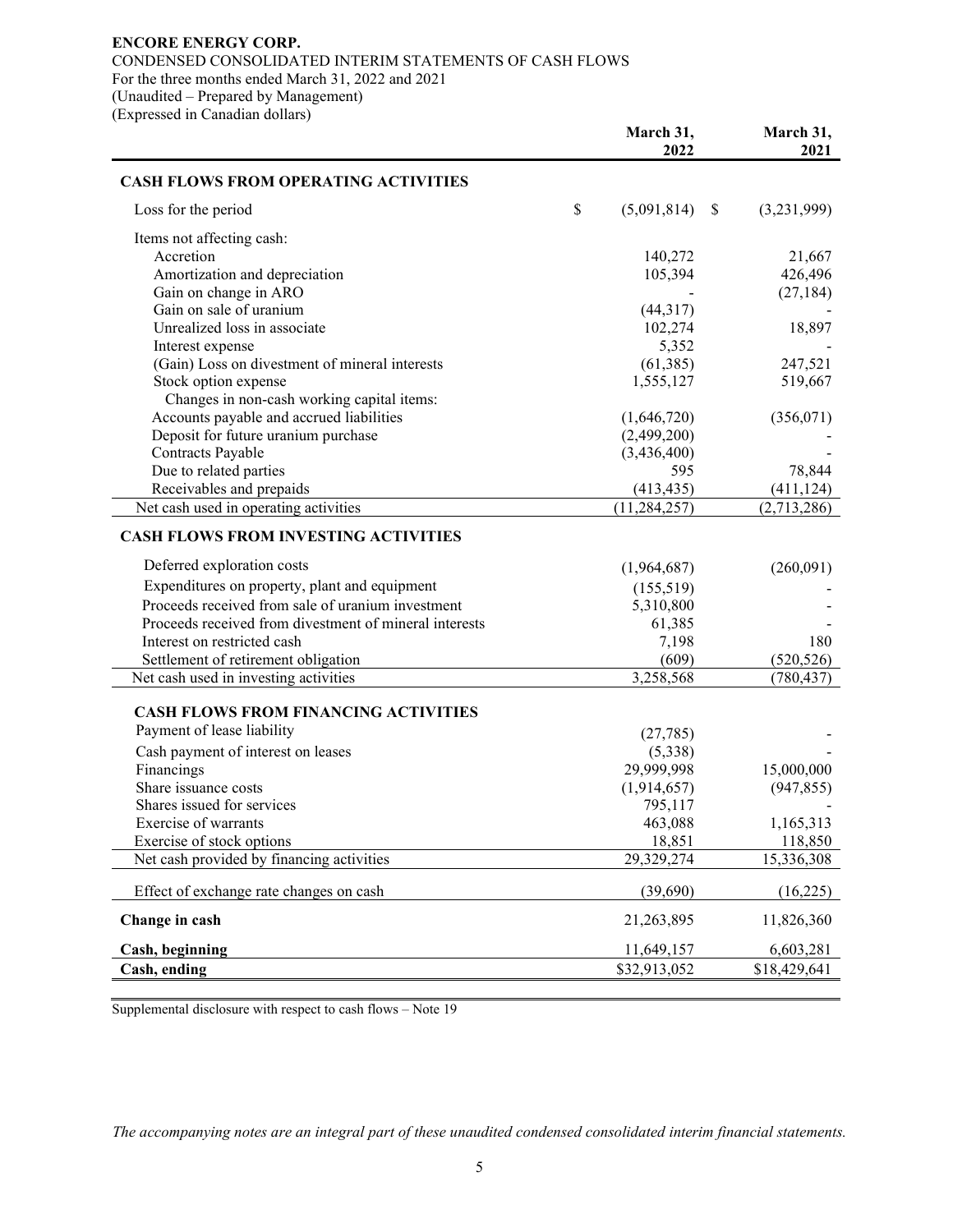**ENCORE ENERGY CORP.**
CONDENSED CONSOLIDATED INTERIM STATEMENTS OF CASH FLOWS
For the three months ended March 31, 2022 and 2021
(Unaudited – Prepared by Management)
(Expressed in Canadian dollars)

| | March 31, 2022 | March 31, 2021 |
|---|---|---|
| **CASH FLOWS FROM OPERATING ACTIVITIES** | | |
| Loss for the period | $ (5,091,814) | $ (3,231,999) |
| Items not affecting cash: | | |
| Accretion | 140,272 | 21,667 |
| Amortization and depreciation | 105,394 | 426,496 |
| Gain on change in ARO | - | (27,184) |
| Gain on sale of uranium | (44,317) | - |
| Unrealized loss in associate | 102,274 | 18,897 |
| Interest expense | 5,352 | - |
| (Gain) Loss on divestment of mineral interests | (61,385) | 247,521 |
| Stock option expense | 1,555,127 | 519,667 |
| Changes in non-cash working capital items: | | |
| Accounts payable and accrued liabilities | (1,646,720) | (356,071) |
| Deposit for future uranium purchase | (2,499,200) | - |
| Contracts Payable | (3,436,400) | - |
| Due to related parties | 595 | 78,844 |
| Receivables and prepaids | (413,435) | (411,124) |
| Net cash used in operating activities | (11,284,257) | (2,713,286) |
| **CASH FLOWS FROM INVESTING ACTIVITIES** | | |
| Deferred exploration costs | (1,964,687) | (260,091) |
| Expenditures on property, plant and equipment | (155,519) | - |
| Proceeds received from sale of uranium investment | 5,310,800 | - |
| Proceeds received from divestment of mineral interests | 61,385 | - |
| Interest on restricted cash | 7,198 | 180 |
| Settlement of retirement obligation | (609) | (520,526) |
| Net cash used in investing activities | 3,258,568 | (780,437) |
| **CASH FLOWS FROM FINANCING ACTIVITIES** | | |
| Payment of lease liability | (27,785) | - |
| Cash payment of interest on leases | (5,338) | - |
| Financings | 29,999,998 | 15,000,000 |
| Share issuance costs | (1,914,657) | (947,855) |
| Shares issued for services | 795,117 | - |
| Exercise of warrants | 463,088 | 1,165,313 |
| Exercise of stock options | 18,851 | 118,850 |
| Net cash provided by financing activities | 29,329,274 | 15,336,308 |
| Effect of exchange rate changes on cash | (39,690) | (16,225) |
| **Change in cash** | 21,263,895 | 11,826,360 |
| **Cash, beginning** | 11,649,157 | 6,603,281 |
| **Cash, ending** | $32,913,052 | $18,429,641 |

Supplemental disclosure with respect to cash flows – Note 19

*The accompanying notes are an integral part of these unaudited condensed consolidated interim financial statements.*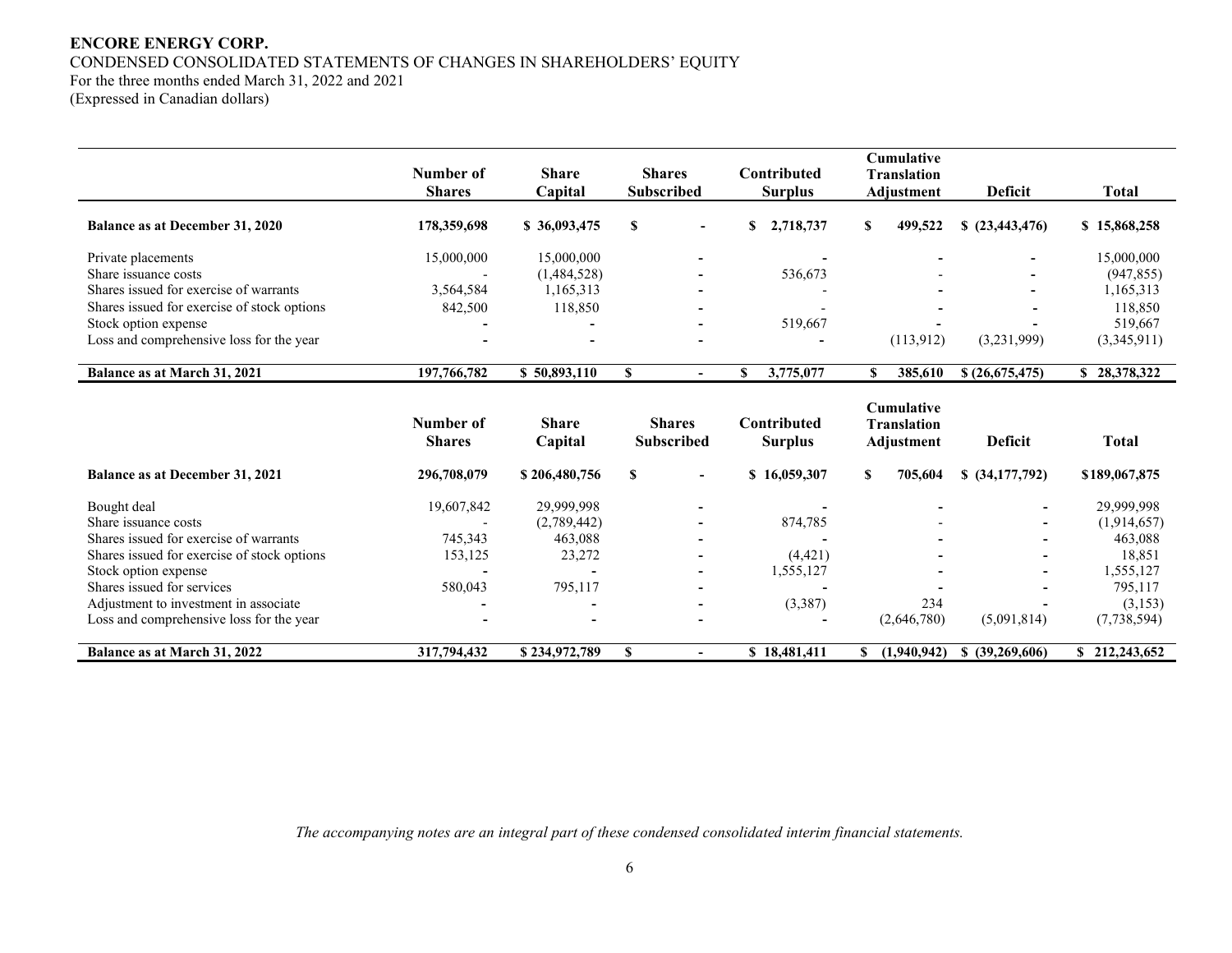**ENCORE ENERGY CORP.**

CONDENSED CONSOLIDATED STATEMENTS OF CHANGES IN SHAREHOLDERS' EQUITY
For the three months ended March 31, 2022 and 2021
(Expressed in Canadian dollars)

| | Number of Shares | Share Capital | Shares Subscribed | Contributed Surplus | Cumulative Translation Adjustment | Deficit | Total |
|---|---|---|---|---|---|---|---|
| **Balance as at December 31, 2020** | **178,359,698** | **$ 36,093,475** | **$ -** | **$ 2,718,737** | **$ 499,522** | **$ (23,443,476)** | **$ 15,868,258** |
| Private placements | 15,000,000 | 15,000,000 | - | - | - | - | 15,000,000 |
| Share issuance costs | - | (1,484,528) | - | 536,673 | - | - | (947,855) |
| Shares issued for exercise of warrants | 3,564,584 | 1,165,313 | - | - | - | - | 1,165,313 |
| Shares issued for exercise of stock options | 842,500 | 118,850 | - | - | - | - | 118,850 |
| Stock option expense | - | - | - | 519,667 | - | - | 519,667 |
| Loss and comprehensive loss for the year | - | - | - | - | (113,912) | (3,231,999) | (3,345,911) |
| **Balance as at March 31, 2021** | **197,766,782** | **$ 50,893,110** | **$ -** | **$ 3,775,077** | **$ 385,610** | **$ (26,675,475)** | **$ 28,378,322** |

| | Number of Shares | Share Capital | Shares Subscribed | Contributed Surplus | Cumulative Translation Adjustment | Deficit | Total |
|---|---|---|---|---|---|---|---|
| **Balance as at December 31, 2021** | **296,708,079** | **$ 206,480,756** | **$ -** | **$ 16,059,307** | **$ 705,604** | **$ (34,177,792)** | **$189,067,875** |
| Bought deal | 19,607,842 | 29,999,998 | - | - | - | - | 29,999,998 |
| Share issuance costs | - | (2,789,442) | - | 874,785 | - | - | (1,914,657) |
| Shares issued for exercise of warrants | 745,343 | 463,088 | - | - | - | - | 463,088 |
| Shares issued for exercise of stock options | 153,125 | 23,272 | - | (4,421) | - | - | 18,851 |
| Stock option expense | - | - | - | 1,555,127 | - | - | 1,555,127 |
| Shares issued for services | 580,043 | 795,117 | - | - | - | - | 795,117 |
| Adjustment to investment in associate | - | - | - | (3,387) | 234 | - | (3,153) |
| Loss and comprehensive loss for the year | - | - | - | - | (2,646,780) | (5,091,814) | (7,738,594) |
| **Balance as at March 31, 2022** | **317,794,432** | **$ 234,972,789** | **$ -** | **$ 18,481,411** | **$ (1,940,942)** | **$ (39,269,606)** | **$ 212,243,652** |

*The accompanying notes are an integral part of these condensed consolidated interim financial statements.*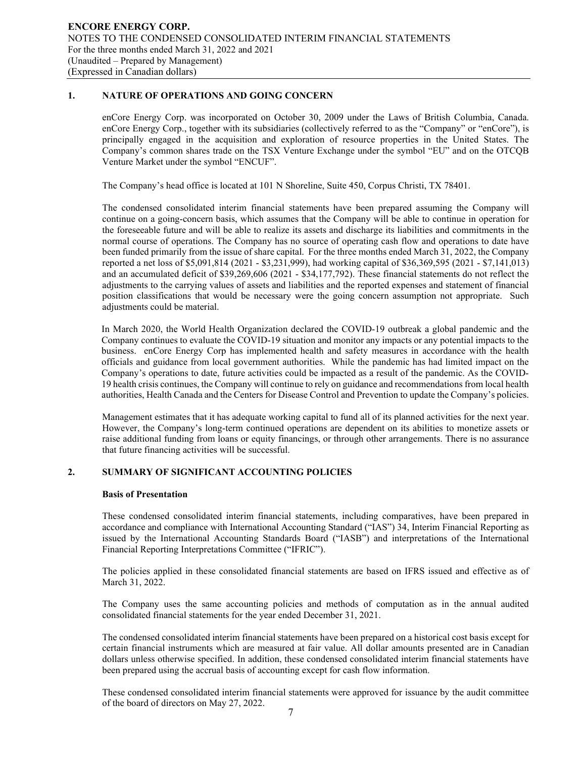## 1. NATURE OF OPERATIONS AND GOING CONCERN

enCore Energy Corp. was incorporated on October 30, 2009 under the Laws of British Columbia, Canada. enCore Energy Corp., together with its subsidiaries (collectively referred to as the "Company" or "enCore"), is principally engaged in the acquisition and exploration of resource properties in the United States. The Company's common shares trade on the TSX Venture Exchange under the symbol "EU" and on the OTCQB Venture Market under the symbol "ENCUF".

The Company's head office is located at 101 N Shoreline, Suite 450, Corpus Christi, TX 78401.

The condensed consolidated interim financial statements have been prepared assuming the Company will continue on a going-concern basis, which assumes that the Company will be able to continue in operation for the foreseeable future and will be able to realize its assets and discharge its liabilities and commitments in the normal course of operations. The Company has no source of operating cash flow and operations to date have been funded primarily from the issue of share capital. For the three months ended March 31, 2022, the Company reported a net loss of $5,091,814 (2021 - $3,231,999), had working capital of $36,369,595 (2021 - $7,141,013) and an accumulated deficit of $39,269,606 (2021 - $34,177,792). These financial statements do not reflect the adjustments to the carrying values of assets and liabilities and the reported expenses and statement of financial position classifications that would be necessary were the going concern assumption not appropriate. Such adjustments could be material.

In March 2020, the World Health Organization declared the COVID-19 outbreak a global pandemic and the Company continues to evaluate the COVID-19 situation and monitor any impacts or any potential impacts to the business. enCore Energy Corp has implemented health and safety measures in accordance with the health officials and guidance from local government authorities. While the pandemic has had limited impact on the Company's operations to date, future activities could be impacted as a result of the pandemic. As the COVID-19 health crisis continues, the Company will continue to rely on guidance and recommendations from local health authorities, Health Canada and the Centers for Disease Control and Prevention to update the Company's policies.

Management estimates that it has adequate working capital to fund all of its planned activities for the next year. However, the Company's long-term continued operations are dependent on its abilities to monetize assets or raise additional funding from loans or equity financings, or through other arrangements. There is no assurance that future financing activities will be successful.

## 2. SUMMARY OF SIGNIFICANT ACCOUNTING POLICIES

### Basis of Presentation

These condensed consolidated interim financial statements, including comparatives, have been prepared in accordance and compliance with International Accounting Standard ("IAS") 34, Interim Financial Reporting as issued by the International Accounting Standards Board ("IASB") and interpretations of the International Financial Reporting Interpretations Committee ("IFRIC").

The policies applied in these consolidated financial statements are based on IFRS issued and effective as of March 31, 2022.

The Company uses the same accounting policies and methods of computation as in the annual audited consolidated financial statements for the year ended December 31, 2021.

The condensed consolidated interim financial statements have been prepared on a historical cost basis except for certain financial instruments which are measured at fair value. All dollar amounts presented are in Canadian dollars unless otherwise specified. In addition, these condensed consolidated interim financial statements have been prepared using the accrual basis of accounting except for cash flow information.

These condensed consolidated interim financial statements were approved for issuance by the audit committee of the board of directors on May 27, 2022.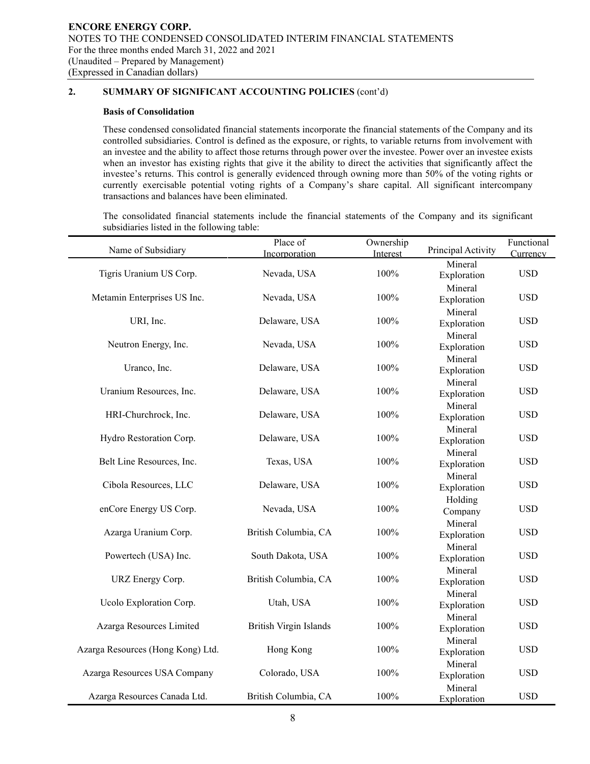## 2. SUMMARY OF SIGNIFICANT ACCOUNTING POLICIES (cont'd)

### Basis of Consolidation

These condensed consolidated financial statements incorporate the financial statements of the Company and its controlled subsidiaries. Control is defined as the exposure, or rights, to variable returns from involvement with an investee and the ability to affect those returns through power over the investee. Power over an investee exists when an investor has existing rights that give it the ability to direct the activities that significantly affect the investee's returns. This control is generally evidenced through owning more than 50% of the voting rights or currently exercisable potential voting rights of a Company's share capital. All significant intercompany transactions and balances have been eliminated.

The consolidated financial statements include the financial statements of the Company and its significant subsidiaries listed in the following table:

| Name of Subsidiary | Place of Incorporation | Ownership Interest | Principal Activity | Functional Currency |
|---|---|---|---|---|
| Tigris Uranium US Corp. | Nevada, USA | 100% | Mineral Exploration | USD |
| Metamin Enterprises US Inc. | Nevada, USA | 100% | Mineral Exploration | USD |
| URI, Inc. | Delaware, USA | 100% | Mineral Exploration | USD |
| Neutron Energy, Inc. | Nevada, USA | 100% | Mineral Exploration | USD |
| Uranco, Inc. | Delaware, USA | 100% | Mineral Exploration | USD |
| Uranium Resources, Inc. | Delaware, USA | 100% | Mineral Exploration | USD |
| HRI-Churchrock, Inc. | Delaware, USA | 100% | Mineral Exploration | USD |
| Hydro Restoration Corp. | Delaware, USA | 100% | Mineral Exploration | USD |
| Belt Line Resources, Inc. | Texas, USA | 100% | Mineral Exploration | USD |
| Cibola Resources, LLC | Delaware, USA | 100% | Mineral Exploration | USD |
| enCore Energy US Corp. | Nevada, USA | 100% | Holding Company | USD |
| Azarga Uranium Corp. | British Columbia, CA | 100% | Mineral Exploration | USD |
| Powertech (USA) Inc. | South Dakota, USA | 100% | Mineral Exploration | USD |
| URZ Energy Corp. | British Columbia, CA | 100% | Mineral Exploration | USD |
| Ucolo Exploration Corp. | Utah, USA | 100% | Mineral Exploration | USD |
| Azarga Resources Limited | British Virgin Islands | 100% | Mineral Exploration | USD |
| Azarga Resources (Hong Kong) Ltd. | Hong Kong | 100% | Mineral Exploration | USD |
| Azarga Resources USA Company | Colorado, USA | 100% | Mineral Exploration | USD |
| Azarga Resources Canada Ltd. | British Columbia, CA | 100% | Mineral Exploration | USD |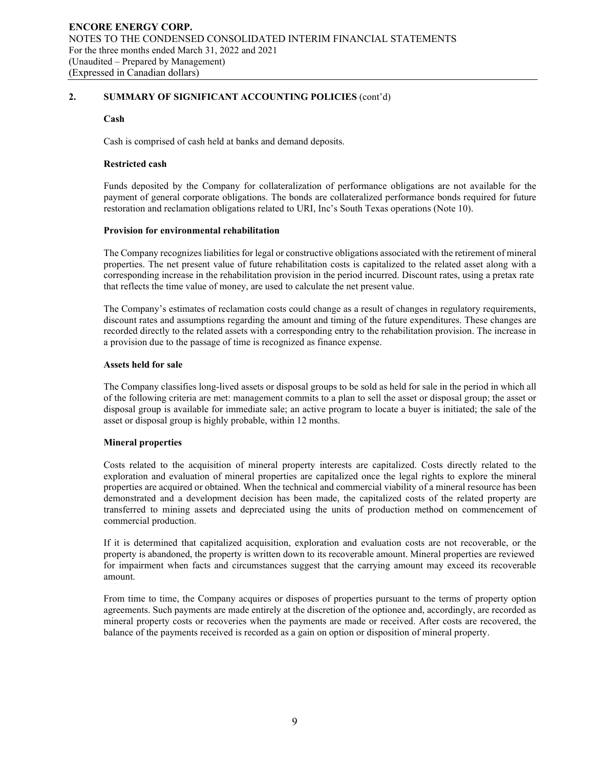## 2. SUMMARY OF SIGNIFICANT ACCOUNTING POLICIES (cont'd)

### Cash

Cash is comprised of cash held at banks and demand deposits.

### Restricted cash

Funds deposited by the Company for collateralization of performance obligations are not available for the payment of general corporate obligations. The bonds are collateralized performance bonds required for future restoration and reclamation obligations related to URI, Inc's South Texas operations (Note 10).

### Provision for environmental rehabilitation

The Company recognizes liabilities for legal or constructive obligations associated with the retirement of mineral properties. The net present value of future rehabilitation costs is capitalized to the related asset along with a corresponding increase in the rehabilitation provision in the period incurred. Discount rates, using a pretax rate that reflects the time value of money, are used to calculate the net present value.

The Company's estimates of reclamation costs could change as a result of changes in regulatory requirements, discount rates and assumptions regarding the amount and timing of the future expenditures. These changes are recorded directly to the related assets with a corresponding entry to the rehabilitation provision. The increase in a provision due to the passage of time is recognized as finance expense.

### Assets held for sale

The Company classifies long-lived assets or disposal groups to be sold as held for sale in the period in which all of the following criteria are met: management commits to a plan to sell the asset or disposal group; the asset or disposal group is available for immediate sale; an active program to locate a buyer is initiated; the sale of the asset or disposal group is highly probable, within 12 months.

### Mineral properties

Costs related to the acquisition of mineral property interests are capitalized. Costs directly related to the exploration and evaluation of mineral properties are capitalized once the legal rights to explore the mineral properties are acquired or obtained. When the technical and commercial viability of a mineral resource has been demonstrated and a development decision has been made, the capitalized costs of the related property are transferred to mining assets and depreciated using the units of production method on commencement of commercial production.

If it is determined that capitalized acquisition, exploration and evaluation costs are not recoverable, or the property is abandoned, the property is written down to its recoverable amount. Mineral properties are reviewed for impairment when facts and circumstances suggest that the carrying amount may exceed its recoverable amount.

From time to time, the Company acquires or disposes of properties pursuant to the terms of property option agreements. Such payments are made entirely at the discretion of the optionee and, accordingly, are recorded as mineral property costs or recoveries when the payments are made or received. After costs are recovered, the balance of the payments received is recorded as a gain on option or disposition of mineral property.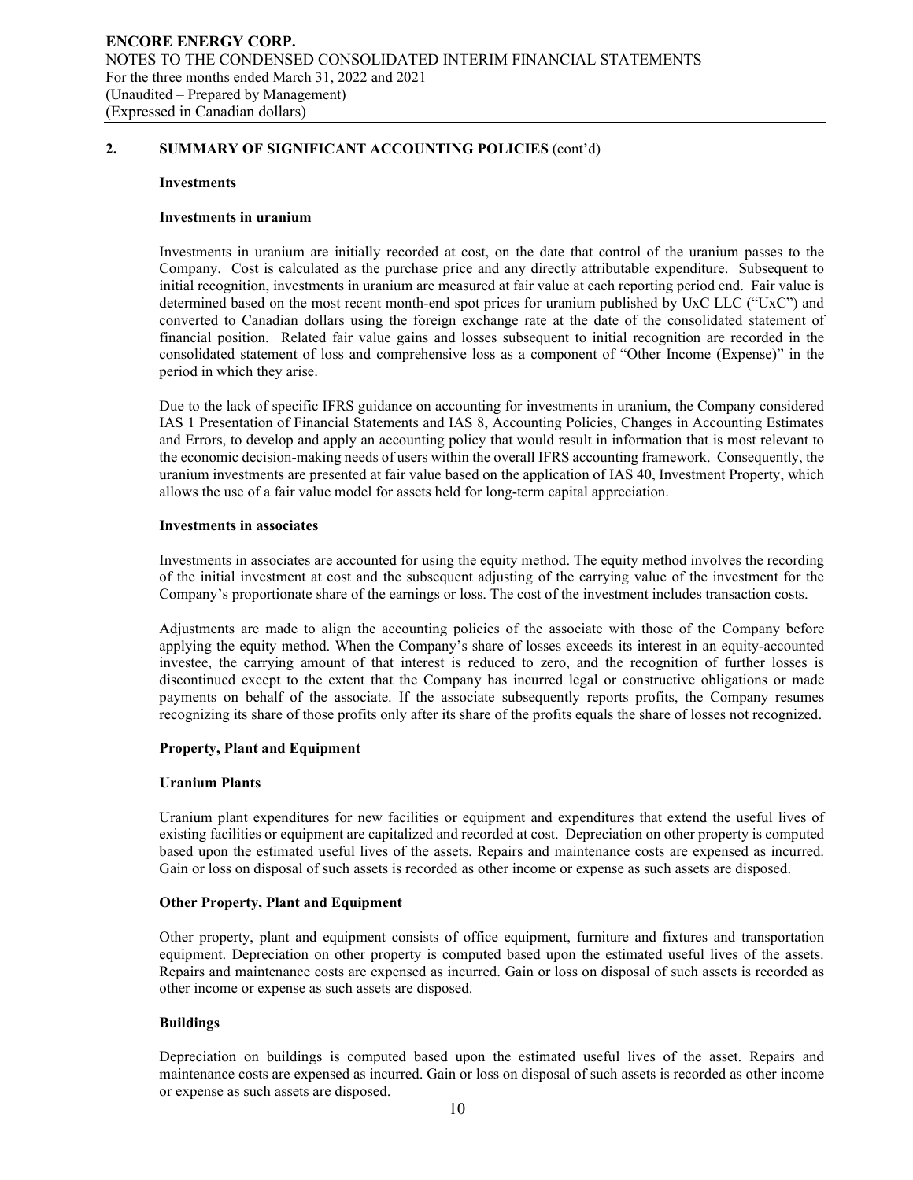## 2. SUMMARY OF SIGNIFICANT ACCOUNTING POLICIES (cont'd)

### Investments

#### Investments in uranium

Investments in uranium are initially recorded at cost, on the date that control of the uranium passes to the Company. Cost is calculated as the purchase price and any directly attributable expenditure. Subsequent to initial recognition, investments in uranium are measured at fair value at each reporting period end. Fair value is determined based on the most recent month-end spot prices for uranium published by UxC LLC ("UxC") and converted to Canadian dollars using the foreign exchange rate at the date of the consolidated statement of financial position. Related fair value gains and losses subsequent to initial recognition are recorded in the consolidated statement of loss and comprehensive loss as a component of "Other Income (Expense)" in the period in which they arise.

Due to the lack of specific IFRS guidance on accounting for investments in uranium, the Company considered IAS 1 Presentation of Financial Statements and IAS 8, Accounting Policies, Changes in Accounting Estimates and Errors, to develop and apply an accounting policy that would result in information that is most relevant to the economic decision-making needs of users within the overall IFRS accounting framework. Consequently, the uranium investments are presented at fair value based on the application of IAS 40, Investment Property, which allows the use of a fair value model for assets held for long-term capital appreciation.

#### Investments in associates

Investments in associates are accounted for using the equity method. The equity method involves the recording of the initial investment at cost and the subsequent adjusting of the carrying value of the investment for the Company's proportionate share of the earnings or loss. The cost of the investment includes transaction costs.

Adjustments are made to align the accounting policies of the associate with those of the Company before applying the equity method. When the Company's share of losses exceeds its interest in an equity-accounted investee, the carrying amount of that interest is reduced to zero, and the recognition of further losses is discontinued except to the extent that the Company has incurred legal or constructive obligations or made payments on behalf of the associate. If the associate subsequently reports profits, the Company resumes recognizing its share of those profits only after its share of the profits equals the share of losses not recognized.

### Property, Plant and Equipment

#### Uranium Plants

Uranium plant expenditures for new facilities or equipment and expenditures that extend the useful lives of existing facilities or equipment are capitalized and recorded at cost. Depreciation on other property is computed based upon the estimated useful lives of the assets. Repairs and maintenance costs are expensed as incurred. Gain or loss on disposal of such assets is recorded as other income or expense as such assets are disposed.

#### Other Property, Plant and Equipment

Other property, plant and equipment consists of office equipment, furniture and fixtures and transportation equipment. Depreciation on other property is computed based upon the estimated useful lives of the assets. Repairs and maintenance costs are expensed as incurred. Gain or loss on disposal of such assets is recorded as other income or expense as such assets are disposed.

#### Buildings

Depreciation on buildings is computed based upon the estimated useful lives of the asset. Repairs and maintenance costs are expensed as incurred. Gain or loss on disposal of such assets is recorded as other income or expense as such assets are disposed.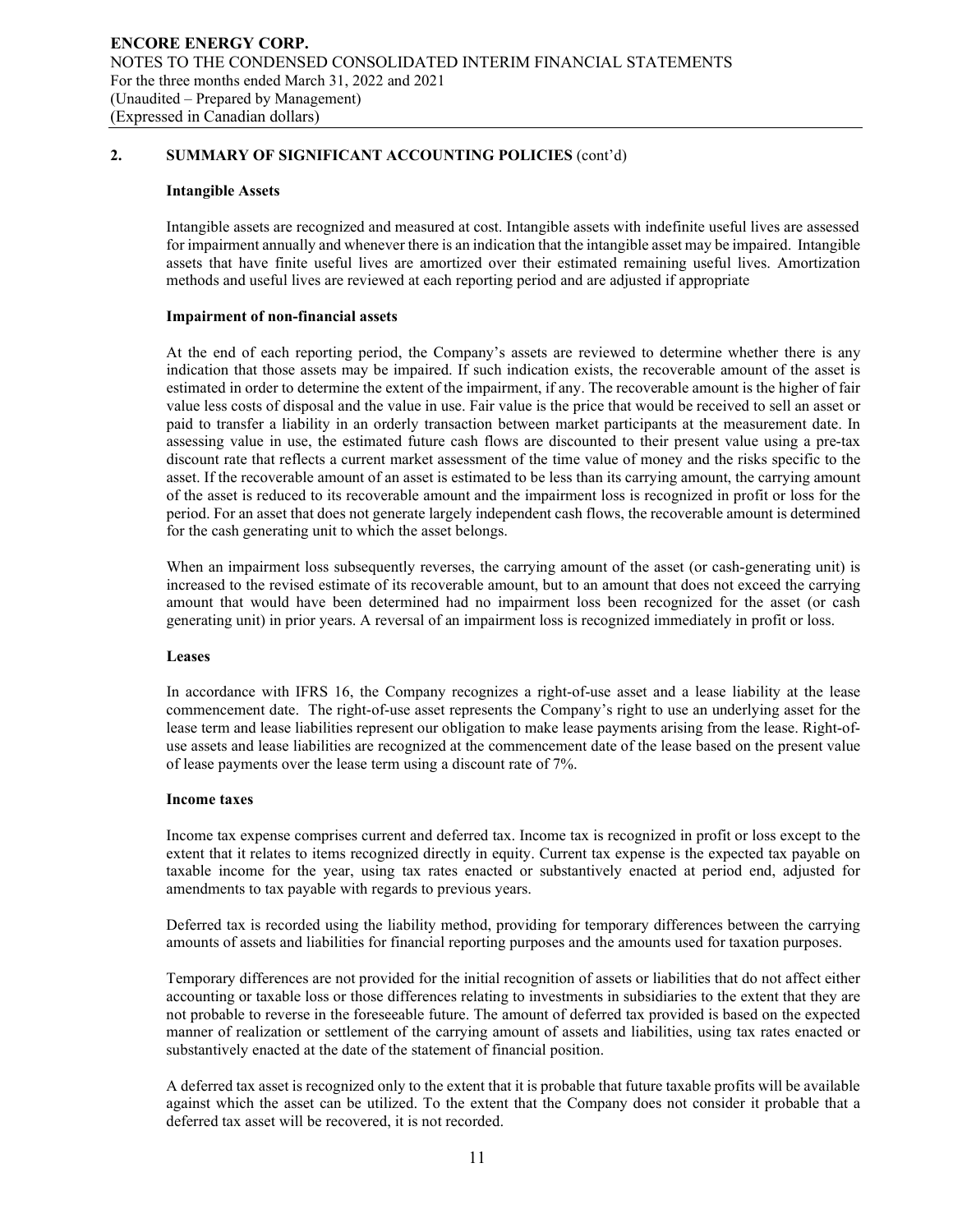## 2. SUMMARY OF SIGNIFICANT ACCOUNTING POLICIES (cont'd)

### Intangible Assets

Intangible assets are recognized and measured at cost. Intangible assets with indefinite useful lives are assessed for impairment annually and whenever there is an indication that the intangible asset may be impaired. Intangible assets that have finite useful lives are amortized over their estimated remaining useful lives. Amortization methods and useful lives are reviewed at each reporting period and are adjusted if appropriate

### Impairment of non-financial assets

At the end of each reporting period, the Company's assets are reviewed to determine whether there is any indication that those assets may be impaired. If such indication exists, the recoverable amount of the asset is estimated in order to determine the extent of the impairment, if any. The recoverable amount is the higher of fair value less costs of disposal and the value in use. Fair value is the price that would be received to sell an asset or paid to transfer a liability in an orderly transaction between market participants at the measurement date. In assessing value in use, the estimated future cash flows are discounted to their present value using a pre-tax discount rate that reflects a current market assessment of the time value of money and the risks specific to the asset. If the recoverable amount of an asset is estimated to be less than its carrying amount, the carrying amount of the asset is reduced to its recoverable amount and the impairment loss is recognized in profit or loss for the period. For an asset that does not generate largely independent cash flows, the recoverable amount is determined for the cash generating unit to which the asset belongs.

When an impairment loss subsequently reverses, the carrying amount of the asset (or cash-generating unit) is increased to the revised estimate of its recoverable amount, but to an amount that does not exceed the carrying amount that would have been determined had no impairment loss been recognized for the asset (or cash generating unit) in prior years. A reversal of an impairment loss is recognized immediately in profit or loss.

### Leases

In accordance with IFRS 16, the Company recognizes a right-of-use asset and a lease liability at the lease commencement date. The right-of-use asset represents the Company's right to use an underlying asset for the lease term and lease liabilities represent our obligation to make lease payments arising from the lease. Right-of-use assets and lease liabilities are recognized at the commencement date of the lease based on the present value of lease payments over the lease term using a discount rate of 7%.

### Income taxes

Income tax expense comprises current and deferred tax. Income tax is recognized in profit or loss except to the extent that it relates to items recognized directly in equity. Current tax expense is the expected tax payable on taxable income for the year, using tax rates enacted or substantively enacted at period end, adjusted for amendments to tax payable with regards to previous years.

Deferred tax is recorded using the liability method, providing for temporary differences between the carrying amounts of assets and liabilities for financial reporting purposes and the amounts used for taxation purposes.

Temporary differences are not provided for the initial recognition of assets or liabilities that do not affect either accounting or taxable loss or those differences relating to investments in subsidiaries to the extent that they are not probable to reverse in the foreseeable future. The amount of deferred tax provided is based on the expected manner of realization or settlement of the carrying amount of assets and liabilities, using tax rates enacted or substantively enacted at the date of the statement of financial position.

A deferred tax asset is recognized only to the extent that it is probable that future taxable profits will be available against which the asset can be utilized. To the extent that the Company does not consider it probable that a deferred tax asset will be recovered, it is not recorded.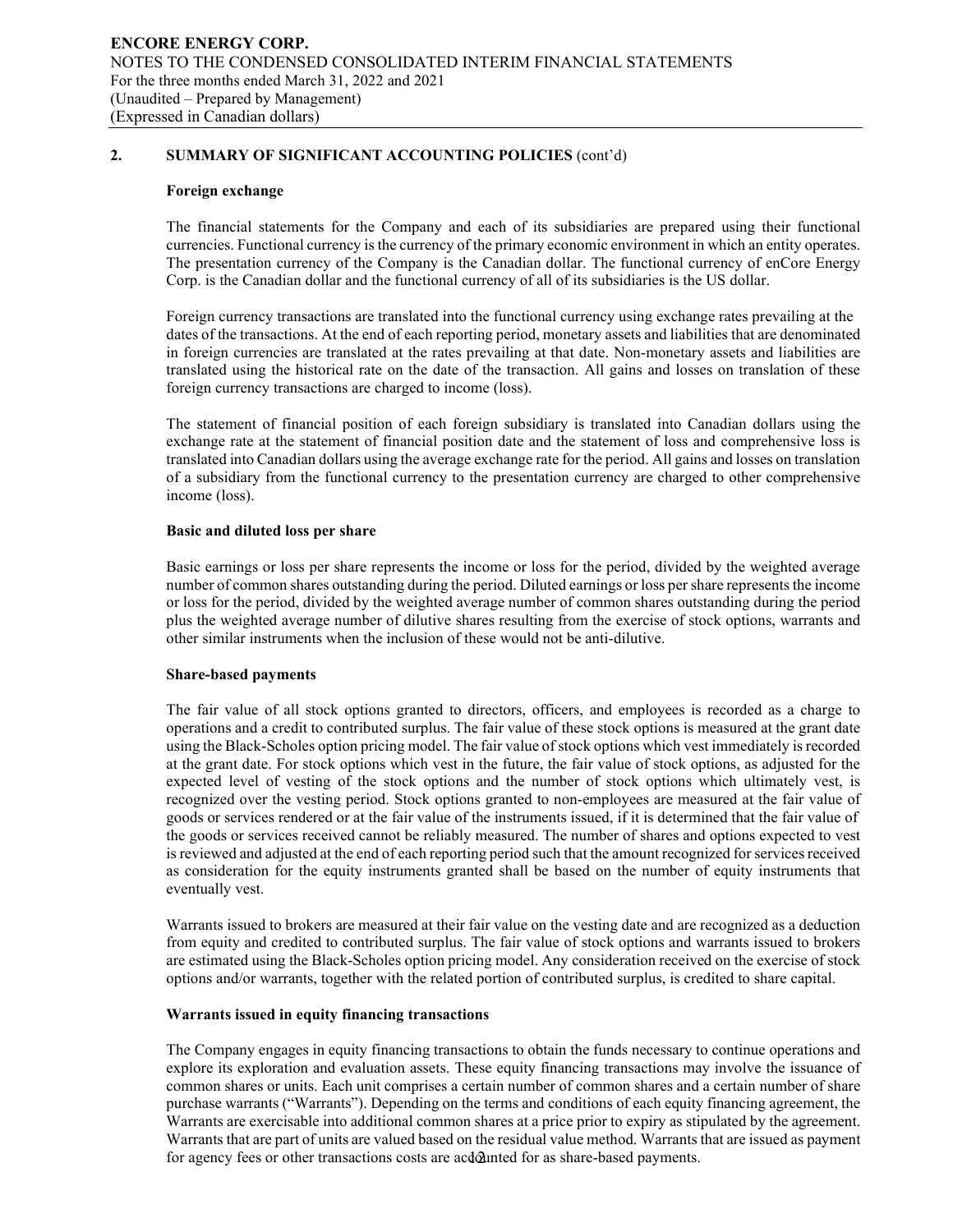## 2. SUMMARY OF SIGNIFICANT ACCOUNTING POLICIES (cont'd)

### Foreign exchange

The financial statements for the Company and each of its subsidiaries are prepared using their functional currencies. Functional currency is the currency of the primary economic environment in which an entity operates. The presentation currency of the Company is the Canadian dollar. The functional currency of enCore Energy Corp. is the Canadian dollar and the functional currency of all of its subsidiaries is the US dollar.

Foreign currency transactions are translated into the functional currency using exchange rates prevailing at the dates of the transactions. At the end of each reporting period, monetary assets and liabilities that are denominated in foreign currencies are translated at the rates prevailing at that date. Non-monetary assets and liabilities are translated using the historical rate on the date of the transaction. All gains and losses on translation of these foreign currency transactions are charged to income (loss).

The statement of financial position of each foreign subsidiary is translated into Canadian dollars using the exchange rate at the statement of financial position date and the statement of loss and comprehensive loss is translated into Canadian dollars using the average exchange rate for the period. All gains and losses on translation of a subsidiary from the functional currency to the presentation currency are charged to other comprehensive income (loss).

### Basic and diluted loss per share

Basic earnings or loss per share represents the income or loss for the period, divided by the weighted average number of common shares outstanding during the period. Diluted earnings or loss per share represents the income or loss for the period, divided by the weighted average number of common shares outstanding during the period plus the weighted average number of dilutive shares resulting from the exercise of stock options, warrants and other similar instruments when the inclusion of these would not be anti-dilutive.

### Share-based payments

The fair value of all stock options granted to directors, officers, and employees is recorded as a charge to operations and a credit to contributed surplus. The fair value of these stock options is measured at the grant date using the Black-Scholes option pricing model. The fair value of stock options which vest immediately is recorded at the grant date. For stock options which vest in the future, the fair value of stock options, as adjusted for the expected level of vesting of the stock options and the number of stock options which ultimately vest, is recognized over the vesting period. Stock options granted to non-employees are measured at the fair value of goods or services rendered or at the fair value of the instruments issued, if it is determined that the fair value of the goods or services received cannot be reliably measured. The number of shares and options expected to vest is reviewed and adjusted at the end of each reporting period such that the amount recognized for services received as consideration for the equity instruments granted shall be based on the number of equity instruments that eventually vest.

Warrants issued to brokers are measured at their fair value on the vesting date and are recognized as a deduction from equity and credited to contributed surplus. The fair value of stock options and warrants issued to brokers are estimated using the Black-Scholes option pricing model. Any consideration received on the exercise of stock options and/or warrants, together with the related portion of contributed surplus, is credited to share capital.

### Warrants issued in equity financing transactions

The Company engages in equity financing transactions to obtain the funds necessary to continue operations and explore its exploration and evaluation assets. These equity financing transactions may involve the issuance of common shares or units. Each unit comprises a certain number of common shares and a certain number of share purchase warrants ("Warrants"). Depending on the terms and conditions of each equity financing agreement, the Warrants are exercisable into additional common shares at a price prior to expiry as stipulated by the agreement. Warrants that are part of units are valued based on the residual value method. Warrants that are issued as payment for agency fees or other transactions costs are accounted for as share-based payments.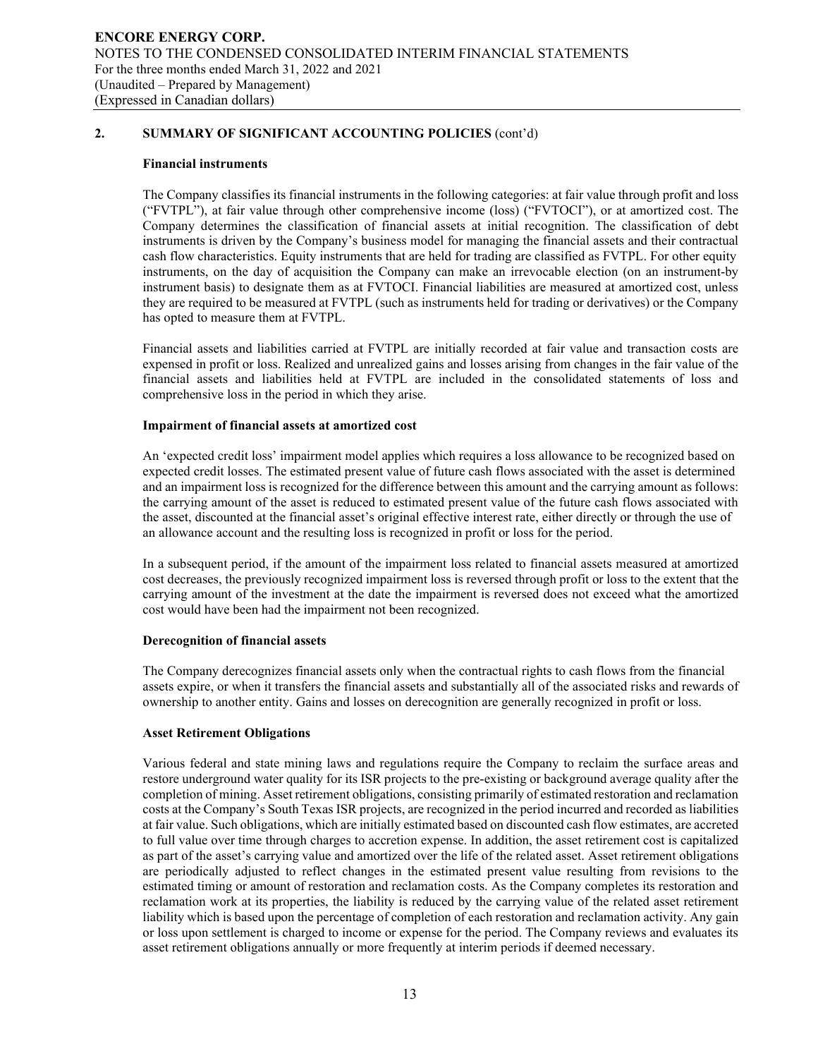## 2. SUMMARY OF SIGNIFICANT ACCOUNTING POLICIES (cont'd)

### Financial instruments

The Company classifies its financial instruments in the following categories: at fair value through profit and loss ("FVTPL"), at fair value through other comprehensive income (loss) ("FVTOCI"), or at amortized cost. The Company determines the classification of financial assets at initial recognition. The classification of debt instruments is driven by the Company's business model for managing the financial assets and their contractual cash flow characteristics. Equity instruments that are held for trading are classified as FVTPL. For other equity instruments, on the day of acquisition the Company can make an irrevocable election (on an instrument-by instrument basis) to designate them as at FVTOCI. Financial liabilities are measured at amortized cost, unless they are required to be measured at FVTPL (such as instruments held for trading or derivatives) or the Company has opted to measure them at FVTPL.

Financial assets and liabilities carried at FVTPL are initially recorded at fair value and transaction costs are expensed in profit or loss. Realized and unrealized gains and losses arising from changes in the fair value of the financial assets and liabilities held at FVTPL are included in the consolidated statements of loss and comprehensive loss in the period in which they arise.

### Impairment of financial assets at amortized cost

An 'expected credit loss' impairment model applies which requires a loss allowance to be recognized based on expected credit losses. The estimated present value of future cash flows associated with the asset is determined and an impairment loss is recognized for the difference between this amount and the carrying amount as follows: the carrying amount of the asset is reduced to estimated present value of the future cash flows associated with the asset, discounted at the financial asset's original effective interest rate, either directly or through the use of an allowance account and the resulting loss is recognized in profit or loss for the period.

In a subsequent period, if the amount of the impairment loss related to financial assets measured at amortized cost decreases, the previously recognized impairment loss is reversed through profit or loss to the extent that the carrying amount of the investment at the date the impairment is reversed does not exceed what the amortized cost would have been had the impairment not been recognized.

### Derecognition of financial assets

The Company derecognizes financial assets only when the contractual rights to cash flows from the financial assets expire, or when it transfers the financial assets and substantially all of the associated risks and rewards of ownership to another entity. Gains and losses on derecognition are generally recognized in profit or loss.

### Asset Retirement Obligations

Various federal and state mining laws and regulations require the Company to reclaim the surface areas and restore underground water quality for its ISR projects to the pre-existing or background average quality after the completion of mining. Asset retirement obligations, consisting primarily of estimated restoration and reclamation costs at the Company's South Texas ISR projects, are recognized in the period incurred and recorded as liabilities at fair value. Such obligations, which are initially estimated based on discounted cash flow estimates, are accreted to full value over time through charges to accretion expense. In addition, the asset retirement cost is capitalized as part of the asset's carrying value and amortized over the life of the related asset. Asset retirement obligations are periodically adjusted to reflect changes in the estimated present value resulting from revisions to the estimated timing or amount of restoration and reclamation costs. As the Company completes its restoration and reclamation work at its properties, the liability is reduced by the carrying value of the related asset retirement liability which is based upon the percentage of completion of each restoration and reclamation activity. Any gain or loss upon settlement is charged to income or expense for the period. The Company reviews and evaluates its asset retirement obligations annually or more frequently at interim periods if deemed necessary.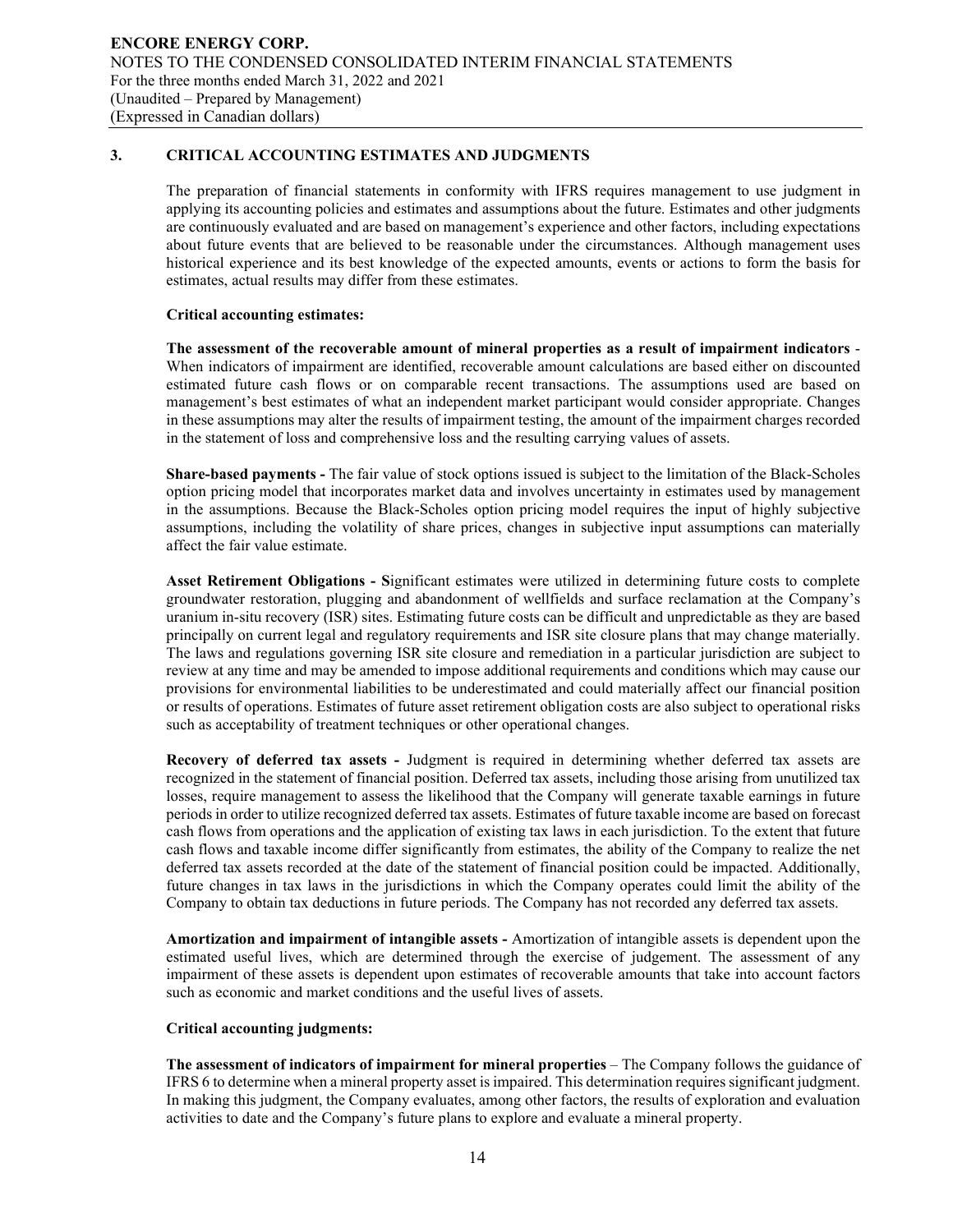## 3. CRITICAL ACCOUNTING ESTIMATES AND JUDGMENTS

The preparation of financial statements in conformity with IFRS requires management to use judgment in applying its accounting policies and estimates and assumptions about the future. Estimates and other judgments are continuously evaluated and are based on management's experience and other factors, including expectations about future events that are believed to be reasonable under the circumstances. Although management uses historical experience and its best knowledge of the expected amounts, events or actions to form the basis for estimates, actual results may differ from these estimates.

**Critical accounting estimates:**

**The assessment of the recoverable amount of mineral properties as a result of impairment indicators** - When indicators of impairment are identified, recoverable amount calculations are based either on discounted estimated future cash flows or on comparable recent transactions. The assumptions used are based on management's best estimates of what an independent market participant would consider appropriate. Changes in these assumptions may alter the results of impairment testing, the amount of the impairment charges recorded in the statement of loss and comprehensive loss and the resulting carrying values of assets.

**Share-based payments -** The fair value of stock options issued is subject to the limitation of the Black-Scholes option pricing model that incorporates market data and involves uncertainty in estimates used by management in the assumptions. Because the Black-Scholes option pricing model requires the input of highly subjective assumptions, including the volatility of share prices, changes in subjective input assumptions can materially affect the fair value estimate.

**Asset Retirement Obligations - S**ignificant estimates were utilized in determining future costs to complete groundwater restoration, plugging and abandonment of wellfields and surface reclamation at the Company's uranium in-situ recovery (ISR) sites. Estimating future costs can be difficult and unpredictable as they are based principally on current legal and regulatory requirements and ISR site closure plans that may change materially. The laws and regulations governing ISR site closure and remediation in a particular jurisdiction are subject to review at any time and may be amended to impose additional requirements and conditions which may cause our provisions for environmental liabilities to be underestimated and could materially affect our financial position or results of operations. Estimates of future asset retirement obligation costs are also subject to operational risks such as acceptability of treatment techniques or other operational changes.

**Recovery of deferred tax assets -** Judgment is required in determining whether deferred tax assets are recognized in the statement of financial position. Deferred tax assets, including those arising from unutilized tax losses, require management to assess the likelihood that the Company will generate taxable earnings in future periods in order to utilize recognized deferred tax assets. Estimates of future taxable income are based on forecast cash flows from operations and the application of existing tax laws in each jurisdiction. To the extent that future cash flows and taxable income differ significantly from estimates, the ability of the Company to realize the net deferred tax assets recorded at the date of the statement of financial position could be impacted. Additionally, future changes in tax laws in the jurisdictions in which the Company operates could limit the ability of the Company to obtain tax deductions in future periods. The Company has not recorded any deferred tax assets.

**Amortization and impairment of intangible assets -** Amortization of intangible assets is dependent upon the estimated useful lives, which are determined through the exercise of judgement. The assessment of any impairment of these assets is dependent upon estimates of recoverable amounts that take into account factors such as economic and market conditions and the useful lives of assets.

**Critical accounting judgments:**

**The assessment of indicators of impairment for mineral properties** – The Company follows the guidance of IFRS 6 to determine when a mineral property asset is impaired. This determination requires significant judgment. In making this judgment, the Company evaluates, among other factors, the results of exploration and evaluation activities to date and the Company's future plans to explore and evaluate a mineral property.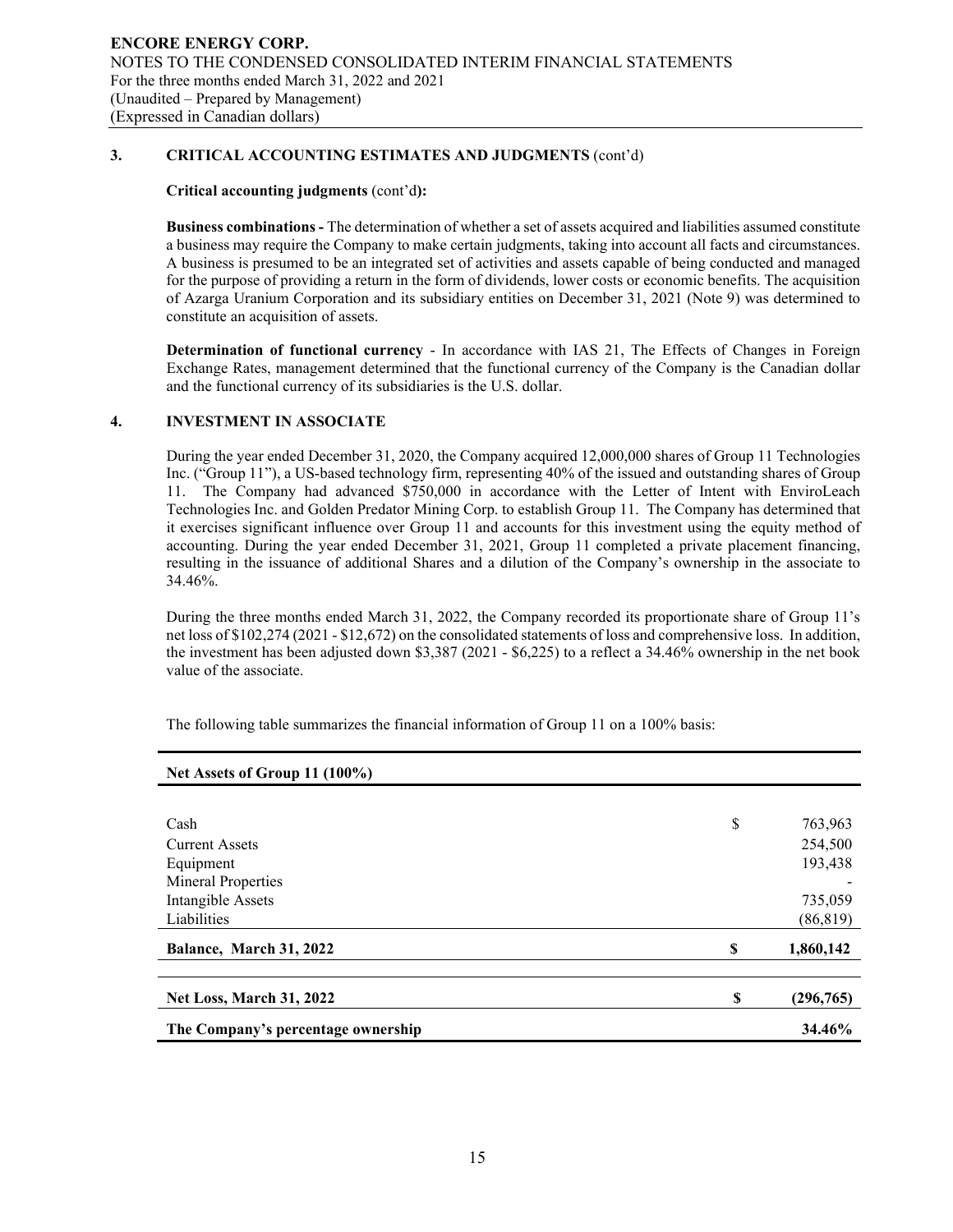### 3. CRITICAL ACCOUNTING ESTIMATES AND JUDGMENTS (cont'd)

**Critical accounting judgments** (cont'd**):**

**Business combinations -** The determination of whether a set of assets acquired and liabilities assumed constitute a business may require the Company to make certain judgments, taking into account all facts and circumstances. A business is presumed to be an integrated set of activities and assets capable of being conducted and managed for the purpose of providing a return in the form of dividends, lower costs or economic benefits. The acquisition of Azarga Uranium Corporation and its subsidiary entities on December 31, 2021 (Note 9) was determined to constitute an acquisition of assets.

**Determination of functional currency** - In accordance with IAS 21, The Effects of Changes in Foreign Exchange Rates, management determined that the functional currency of the Company is the Canadian dollar and the functional currency of its subsidiaries is the U.S. dollar.

### 4. INVESTMENT IN ASSOCIATE

During the year ended December 31, 2020, the Company acquired 12,000,000 shares of Group 11 Technologies Inc. ("Group 11"), a US-based technology firm, representing 40% of the issued and outstanding shares of Group 11. The Company had advanced $750,000 in accordance with the Letter of Intent with EnviroLeach Technologies Inc. and Golden Predator Mining Corp. to establish Group 11. The Company has determined that it exercises significant influence over Group 11 and accounts for this investment using the equity method of accounting. During the year ended December 31, 2021, Group 11 completed a private placement financing, resulting in the issuance of additional Shares and a dilution of the Company's ownership in the associate to 34.46%.

During the three months ended March 31, 2022, the Company recorded its proportionate share of Group 11's net loss of $102,274 (2021 - $12,672) on the consolidated statements of loss and comprehensive loss. In addition, the investment has been adjusted down $3,387 (2021 - $6,225) to a reflect a 34.46% ownership in the net book value of the associate.

The following table summarizes the financial information of Group 11 on a 100% basis:

| **Net Assets of Group 11 (100%)** | | |
|---|---|---|
| Cash | $ | 763,963 |
| Current Assets | | 254,500 |
| Equipment | | 193,438 |
| Mineral Properties | | - |
| Intangible Assets | | 735,059 |
| Liabilities | | (86,819) |
| **Balance, March 31, 2022** | **$** | **1,860,142** |
| **Net Loss, March 31, 2022** | **$** | **(296,765)** |
| **The Company's percentage ownership** | | **34.46%** |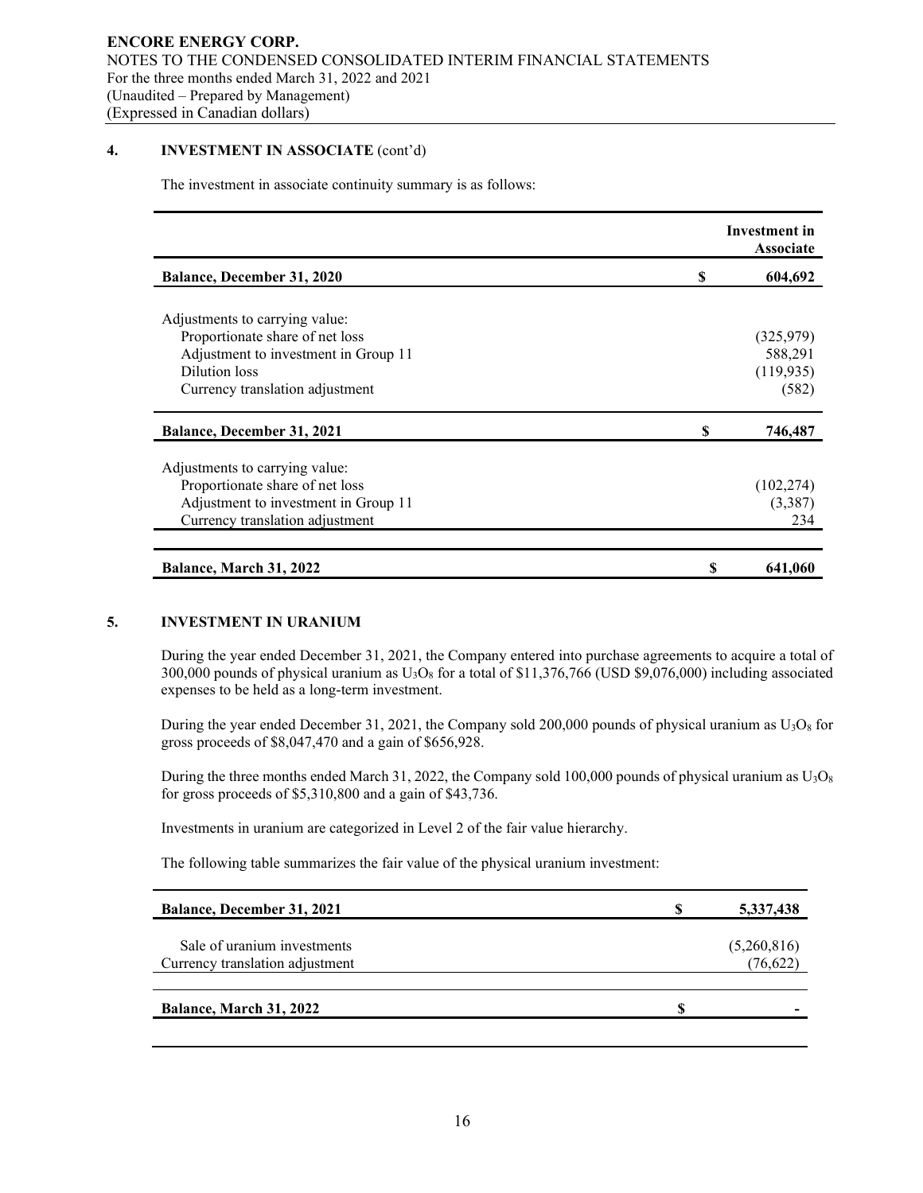## 4. INVESTMENT IN ASSOCIATE (cont'd)

The investment in associate continuity summary is as follows:

| | | Investment in Associate |
|---|---|---|
| **Balance, December 31, 2020** | **$** | **604,692** |
| Adjustments to carrying value: | | |
| Proportionate share of net loss | | (325,979) |
| Adjustment to investment in Group 11 | | 588,291 |
| Dilution loss | | (119,935) |
| Currency translation adjustment | | (582) |
| **Balance, December 31, 2021** | **$** | **746,487** |
| Adjustments to carrying value: | | |
| Proportionate share of net loss | | (102,274) |
| Adjustment to investment in Group 11 | | (3,387) |
| Currency translation adjustment | | 234 |
| **Balance, March 31, 2022** | **$** | **641,060** |

## 5. INVESTMENT IN URANIUM

During the year ended December 31, 2021, the Company entered into purchase agreements to acquire a total of 300,000 pounds of physical uranium as $U_3O_8$ for a total of $11,376,766 (USD $9,076,000) including associated expenses to be held as a long-term investment.

During the year ended December 31, 2021, the Company sold 200,000 pounds of physical uranium as $U_3O_8$ for gross proceeds of $8,047,470 and a gain of $656,928.

During the three months ended March 31, 2022, the Company sold 100,000 pounds of physical uranium as $U_3O_8$ for gross proceeds of $5,310,800 and a gain of $43,736.

Investments in uranium are categorized in Level 2 of the fair value hierarchy.

The following table summarizes the fair value of the physical uranium investment:

| | | |
|---|---|---|
| **Balance, December 31, 2021** | **$** | **5,337,438** |
| Sale of uranium investments | | (5,260,816) |
| Currency translation adjustment | | (76,622) |
| **Balance, March 31, 2022** | **$** | **-** |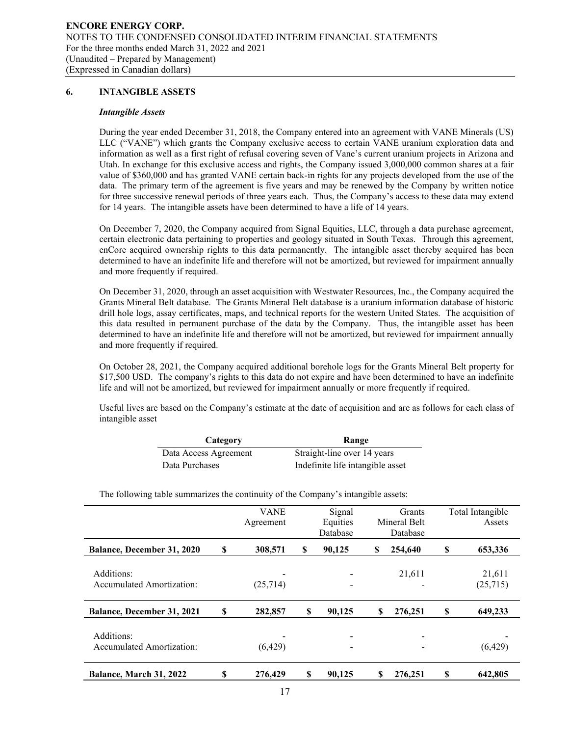## 6. INTANGIBLE ASSETS

### *Intangible Assets*

During the year ended December 31, 2018, the Company entered into an agreement with VANE Minerals (US) LLC ("VANE") which grants the Company exclusive access to certain VANE uranium exploration data and information as well as a first right of refusal covering seven of Vane's current uranium projects in Arizona and Utah. In exchange for this exclusive access and rights, the Company issued 3,000,000 common shares at a fair value of $360,000 and has granted VANE certain back-in rights for any projects developed from the use of the data. The primary term of the agreement is five years and may be renewed by the Company by written notice for three successive renewal periods of three years each. Thus, the Company's access to these data may extend for 14 years. The intangible assets have been determined to have a life of 14 years.

On December 7, 2020, the Company acquired from Signal Equities, LLC, through a data purchase agreement, certain electronic data pertaining to properties and geology situated in South Texas. Through this agreement, enCore acquired ownership rights to this data permanently. The intangible asset thereby acquired has been determined to have an indefinite life and therefore will not be amortized, but reviewed for impairment annually and more frequently if required.

On December 31, 2020, through an asset acquisition with Westwater Resources, Inc., the Company acquired the Grants Mineral Belt database. The Grants Mineral Belt database is a uranium information database of historic drill hole logs, assay certificates, maps, and technical reports for the western United States. The acquisition of this data resulted in permanent purchase of the data by the Company. Thus, the intangible asset has been determined to have an indefinite life and therefore will not be amortized, but reviewed for impairment annually and more frequently if required.

On October 28, 2021, the Company acquired additional borehole logs for the Grants Mineral Belt property for $17,500 USD. The company's rights to this data do not expire and have been determined to have an indefinite life and will not be amortized, but reviewed for impairment annually or more frequently if required.

Useful lives are based on the Company's estimate at the date of acquisition and are as follows for each class of intangible asset

| Category | Range |
|---|---|
| Data Access Agreement | Straight-line over 14 years |
| Data Purchases | Indefinite life intangible asset |

The following table summarizes the continuity of the Company's intangible assets:

| | VANE Agreement | Signal Equities Database | Grants Mineral Belt Database | Total Intangible Assets |
|---|---|---|---|---|
| **Balance, December 31, 2020** | **$ 308,571** | **$ 90,125** | **$ 254,640** | **$ 653,336** |
| Additions: | - | - | 21,611 | 21,611 |
| Accumulated Amortization: | (25,714) | - | - | (25,715) |
| **Balance, December 31, 2021** | **$ 282,857** | **$ 90,125** | **$ 276,251** | **$ 649,233** |
| Additions: | - | - | - | - |
| Accumulated Amortization: | (6,429) | - | - | (6,429) |
| **Balance, March 31, 2022** | **$ 276,429** | **$ 90,125** | **$ 276,251** | **$ 642,805** |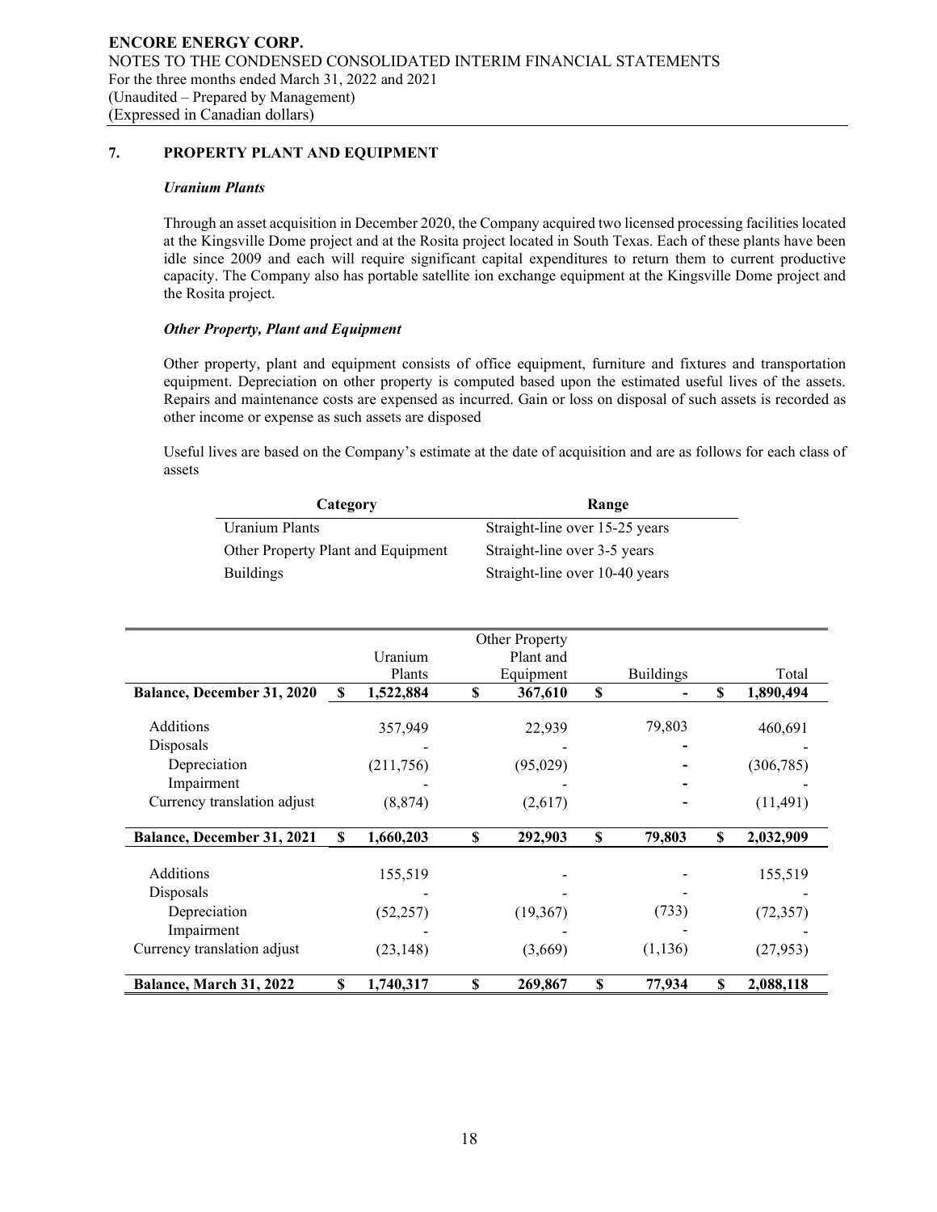## 7. PROPERTY PLANT AND EQUIPMENT

### *Uranium Plants*

Through an asset acquisition in December 2020, the Company acquired two licensed processing facilities located at the Kingsville Dome project and at the Rosita project located in South Texas. Each of these plants have been idle since 2009 and each will require significant capital expenditures to return them to current productive capacity. The Company also has portable satellite ion exchange equipment at the Kingsville Dome project and the Rosita project.

### *Other Property, Plant and Equipment*

Other property, plant and equipment consists of office equipment, furniture and fixtures and transportation equipment. Depreciation on other property is computed based upon the estimated useful lives of the assets. Repairs and maintenance costs are expensed as incurred. Gain or loss on disposal of such assets is recorded as other income or expense as such assets are disposed

Useful lives are based on the Company's estimate at the date of acquisition and are as follows for each class of assets

| Category | Range |
|---|---|
| Uranium Plants | Straight-line over 15-25 years |
| Other Property Plant and Equipment | Straight-line over 3-5 years |
| Buildings | Straight-line over 10-40 years |

| | Uranium Plants | Other Property Plant and Equipment | Buildings | Total |
|---|---|---|---|---|
| **Balance, December 31, 2020** | **$ 1,522,884** | **$ 367,610** | **$ -** | **$ 1,890,494** |
| Additions | 357,949 | 22,939 | 79,803 | 460,691 |
| Disposals | - | - | - | - |
| Depreciation | (211,756) | (95,029) | - | (306,785) |
| Impairment | - | - | - | - |
| Currency translation adjust | (8,874) | (2,617) | - | (11,491) |
| **Balance, December 31, 2021** | **$ 1,660,203** | **$ 292,903** | **$ 79,803** | **$ 2,032,909** |
| Additions | 155,519 | - | - | 155,519 |
| Disposals | - | - | - | - |
| Depreciation | (52,257) | (19,367) | (733) | (72,357) |
| Impairment | - | - | - | - |
| Currency translation adjust | (23,148) | (3,669) | (1,136) | (27,953) |
| **Balance, March 31, 2022** | **$ 1,740,317** | **$ 269,867** | **$ 77,934** | **$ 2,088,118** |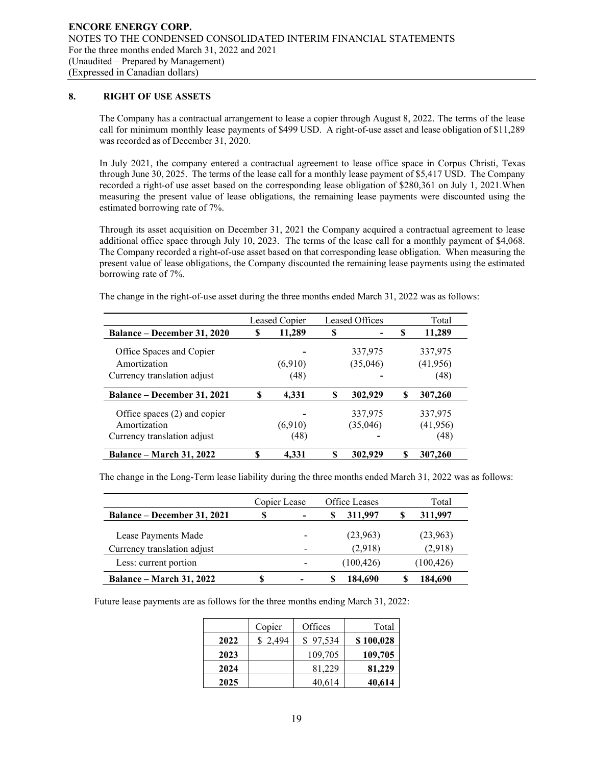## 8. RIGHT OF USE ASSETS

The Company has a contractual arrangement to lease a copier through August 8, 2022. The terms of the lease call for minimum monthly lease payments of $499 USD. A right-of-use asset and lease obligation of $11,289 was recorded as of December 31, 2020.

In July 2021, the company entered a contractual agreement to lease office space in Corpus Christi, Texas through June 30, 2025. The terms of the lease call for a monthly lease payment of $5,417 USD. The Company recorded a right-of use asset based on the corresponding lease obligation of $280,361 on July 1, 2021.When measuring the present value of lease obligations, the remaining lease payments were discounted using the estimated borrowing rate of 7%.

Through its asset acquisition on December 31, 2021 the Company acquired a contractual agreement to lease additional office space through July 10, 2023. The terms of the lease call for a monthly payment of $4,068. The Company recorded a right-of-use asset based on that corresponding lease obligation. When measuring the present value of lease obligations, the Company discounted the remaining lease payments using the estimated borrowing rate of 7%.

The change in the right-of-use asset during the three months ended March 31, 2022 was as follows:

| | Leased Copier | Leased Offices | Total |
|---|---|---|---|
| **Balance – December 31, 2020** | **$ 11,289** | **$ -** | **$ 11,289** |
| Office Spaces and Copier | - | 337,975 | 337,975 |
| Amortization | (6,910) | (35,046) | (41,956) |
| Currency translation adjust | (48) | - | (48) |
| **Balance – December 31, 2021** | **$ 4,331** | **$ 302,929** | **$ 307,260** |
| Office spaces (2) and copier | - | 337,975 | 337,975 |
| Amortization | (6,910) | (35,046) | (41,956) |
| Currency translation adjust | (48) | - | (48) |
| **Balance – March 31, 2022** | **$ 4,331** | **$ 302,929** | **$ 307,260** |

The change in the Long-Term lease liability during the three months ended March 31, 2022 was as follows:

| | Copier Lease | Office Leases | Total |
|---|---|---|---|
| **Balance – December 31, 2021** | **$ -** | **$ 311,997** | **$ 311,997** |
| Lease Payments Made | - | (23,963) | (23,963) |
| Currency translation adjust | - | (2,918) | (2,918) |
| Less: current portion | - | (100,426) | (100,426) |
| **Balance – March 31, 2022** | **$ -** | **$ 184,690** | **$ 184,690** |

Future lease payments are as follows for the three months ending March 31, 2022:

| | Copier | Offices | Total |
|---|---|---|---|
| **2022** | $ 2,494 | $ 97,534 | **$ 100,028** |
| **2023** | | 109,705 | **109,705** |
| **2024** | | 81,229 | **81,229** |
| **2025** | | 40,614 | **40,614** |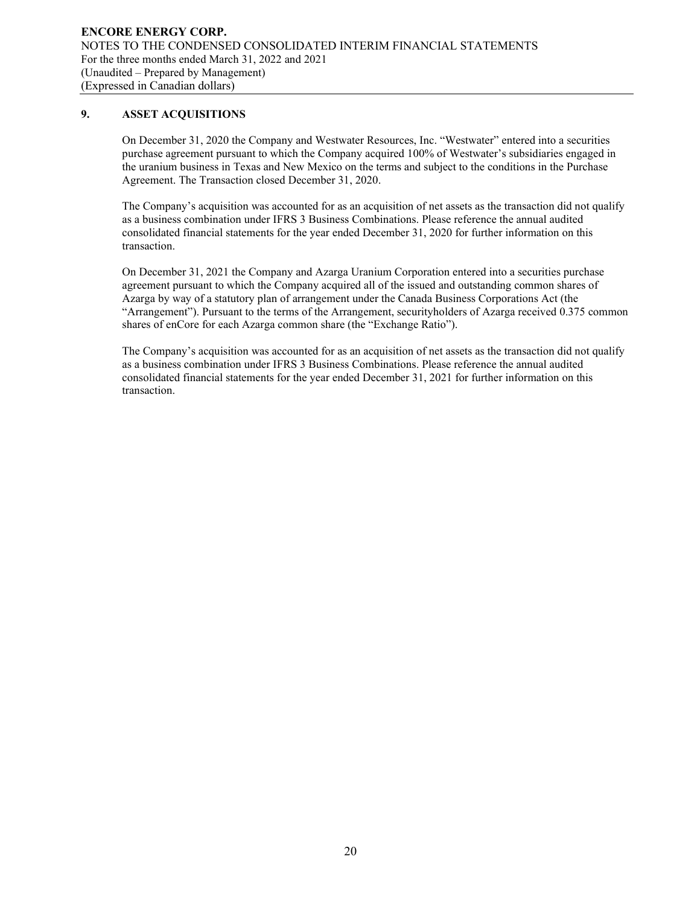## 9. ASSET ACQUISITIONS

On December 31, 2020 the Company and Westwater Resources, Inc. "Westwater" entered into a securities purchase agreement pursuant to which the Company acquired 100% of Westwater's subsidiaries engaged in the uranium business in Texas and New Mexico on the terms and subject to the conditions in the Purchase Agreement. The Transaction closed December 31, 2020.

The Company's acquisition was accounted for as an acquisition of net assets as the transaction did not qualify as a business combination under IFRS 3 Business Combinations. Please reference the annual audited consolidated financial statements for the year ended December 31, 2020 for further information on this transaction.

On December 31, 2021 the Company and Azarga Uranium Corporation entered into a securities purchase agreement pursuant to which the Company acquired all of the issued and outstanding common shares of Azarga by way of a statutory plan of arrangement under the Canada Business Corporations Act (the "Arrangement"). Pursuant to the terms of the Arrangement, securityholders of Azarga received 0.375 common shares of enCore for each Azarga common share (the "Exchange Ratio").

The Company's acquisition was accounted for as an acquisition of net assets as the transaction did not qualify as a business combination under IFRS 3 Business Combinations. Please reference the annual audited consolidated financial statements for the year ended December 31, 2021 for further information on this transaction.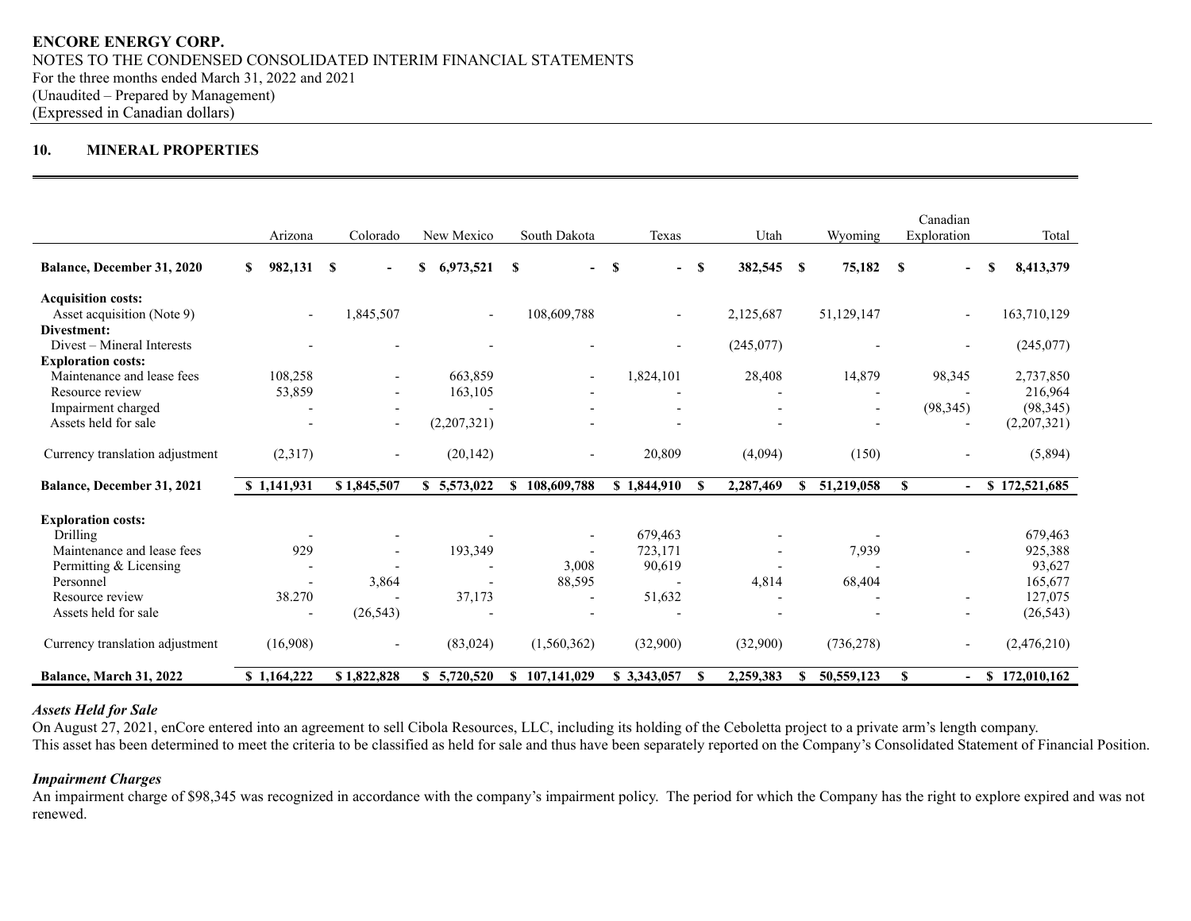**ENCORE ENERGY CORP.**
NOTES TO THE CONDENSED CONSOLIDATED INTERIM FINANCIAL STATEMENTS
For the three months ended March 31, 2022 and 2021
(Unaudited – Prepared by Management)
(Expressed in Canadian dollars)

## 10. MINERAL PROPERTIES

| | Arizona | Colorado | New Mexico | South Dakota | Texas | Utah | Wyoming | Canadian Exploration | Total |
|---|---|---|---|---|---|---|---|---|---|
| **Balance, December 31, 2020** | **$ 982,131** | **$ -** | **$ 6,973,521** | **$ -** | **$ -** | **$ 382,545** | **$ 75,182** | **$ -** | **$ 8,413,379** |
| **Acquisition costs:** | | | | | | | | | |
| Asset acquisition (Note 9) | - | 1,845,507 | - | 108,609,788 | - | 2,125,687 | 51,129,147 | - | 163,710,129 |
| **Divestment:** | | | | | | | | | |
| Divest – Mineral Interests | - | - | - | - | - | (245,077) | - | - | (245,077) |
| **Exploration costs:** | | | | | | | | | |
| Maintenance and lease fees | 108,258 | - | 663,859 | - | 1,824,101 | 28,408 | 14,879 | 98,345 | 2,737,850 |
| Resource review | 53,859 | - | 163,105 | - | - | - | - | - | 216,964 |
| Impairment charged | - | - | - | - | - | - | - | (98,345) | (98,345) |
| Assets held for sale | - | - | (2,207,321) | - | - | - | - | - | (2,207,321) |
| Currency translation adjustment | (2,317) | - | (20,142) | - | 20,809 | (4,094) | (150) | - | (5,894) |
| **Balance, December 31, 2021** | **$ 1,141,931** | **$ 1,845,507** | **$ 5,573,022** | **$ 108,609,788** | **$ 1,844,910** | **$ 2,287,469** | **$ 51,219,058** | **$ -** | **$ 172,521,685** |
| **Exploration costs:** | | | | | | | | | |
| Drilling | - | - | - | - | 679,463 | - | - | | 679,463 |
| Maintenance and lease fees | 929 | - | 193,349 | - | 723,171 | - | 7,939 | - | 925,388 |
| Permitting & Licensing | - | - | - | 3,008 | 90,619 | - | - | | 93,627 |
| Personnel | - | 3,864 | - | 88,595 | - | 4,814 | 68,404 | | 165,677 |
| Resource review | 38.270 | - | 37,173 | - | 51,632 | - | - | - | 127,075 |
| Assets held for sale | - | (26,543) | - | - | - | - | - | - | (26,543) |
| Currency translation adjustment | (16,908) | - | (83,024) | (1,560,362) | (32,900) | (32,900) | (736,278) | - | (2,476,210) |
| **Balance, March 31, 2022** | **$ 1,164,222** | **$ 1,822,828** | **$ 5,720,520** | **$ 107,141,029** | **$ 3,343,057** | **$ 2,259,383** | **$ 50,559,123** | **$ -** | **$ 172,010,162** |

***Assets Held for Sale***

On August 27, 2021, enCore entered into an agreement to sell Cibola Resources, LLC, including its holding of the Ceboletta project to a private arm's length company.
This asset has been determined to meet the criteria to be classified as held for sale and thus have been separately reported on the Company's Consolidated Statement of Financial Position.

***Impairment Charges***

An impairment charge of $98,345 was recognized in accordance with the company's impairment policy. The period for which the Company has the right to explore expired and was not renewed.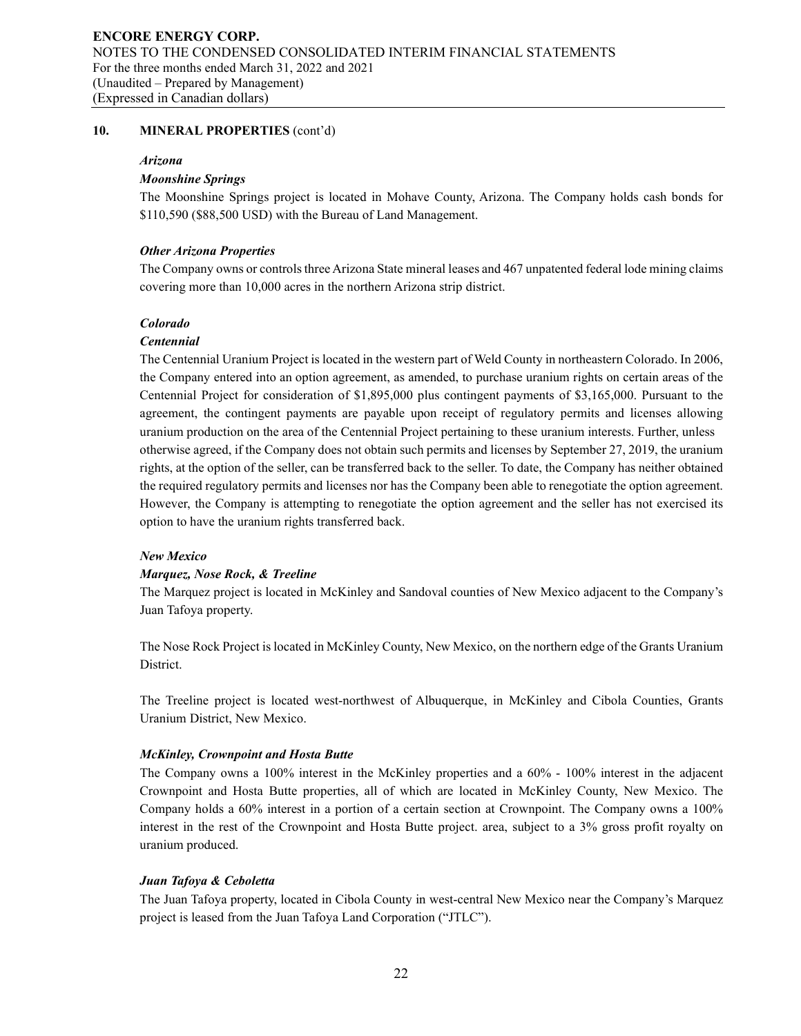## 10. MINERAL PROPERTIES (cont'd)

### *Arizona*

#### *Moonshine Springs*

The Moonshine Springs project is located in Mohave County, Arizona. The Company holds cash bonds for $110,590 ($88,500 USD) with the Bureau of Land Management.

#### *Other Arizona Properties*

The Company owns or controls three Arizona State mineral leases and 467 unpatented federal lode mining claims covering more than 10,000 acres in the northern Arizona strip district.

### *Colorado*

#### *Centennial*

The Centennial Uranium Project is located in the western part of Weld County in northeastern Colorado. In 2006, the Company entered into an option agreement, as amended, to purchase uranium rights on certain areas of the Centennial Project for consideration of $1,895,000 plus contingent payments of $3,165,000. Pursuant to the agreement, the contingent payments are payable upon receipt of regulatory permits and licenses allowing uranium production on the area of the Centennial Project pertaining to these uranium interests. Further, unless otherwise agreed, if the Company does not obtain such permits and licenses by September 27, 2019, the uranium rights, at the option of the seller, can be transferred back to the seller. To date, the Company has neither obtained the required regulatory permits and licenses nor has the Company been able to renegotiate the option agreement. However, the Company is attempting to renegotiate the option agreement and the seller has not exercised its option to have the uranium rights transferred back.

### *New Mexico*

#### *Marquez, Nose Rock, & Treeline*

The Marquez project is located in McKinley and Sandoval counties of New Mexico adjacent to the Company's Juan Tafoya property.

The Nose Rock Project is located in McKinley County, New Mexico, on the northern edge of the Grants Uranium District.

The Treeline project is located west-northwest of Albuquerque, in McKinley and Cibola Counties, Grants Uranium District, New Mexico.

#### *McKinley, Crownpoint and Hosta Butte*

The Company owns a 100% interest in the McKinley properties and a 60% - 100% interest in the adjacent Crownpoint and Hosta Butte properties, all of which are located in McKinley County, New Mexico. The Company holds a 60% interest in a portion of a certain section at Crownpoint. The Company owns a 100% interest in the rest of the Crownpoint and Hosta Butte project. area, subject to a 3% gross profit royalty on uranium produced.

#### *Juan Tafoya & Ceboletta*

The Juan Tafoya property, located in Cibola County in west-central New Mexico near the Company's Marquez project is leased from the Juan Tafoya Land Corporation ("JTLC").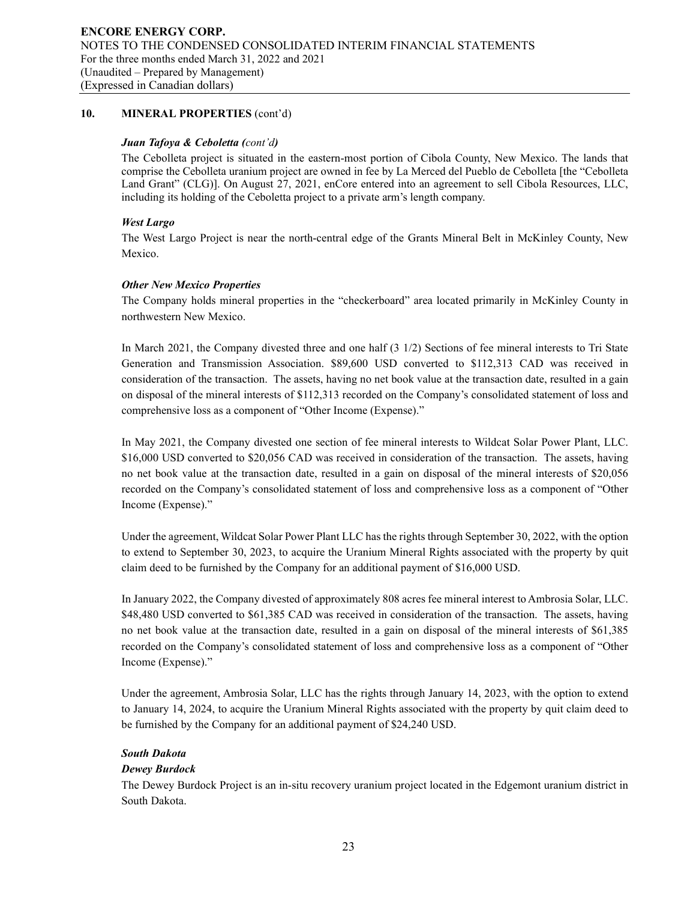## 10. MINERAL PROPERTIES (cont'd)

***Juan Tafoya & Ceboletta (cont'd)***

The Cebolleta project is situated in the eastern-most portion of Cibola County, New Mexico. The lands that comprise the Cebolleta uranium project are owned in fee by La Merced del Pueblo de Cebolleta [the "Cebolleta Land Grant" (CLG)]. On August 27, 2021, enCore entered into an agreement to sell Cibola Resources, LLC, including its holding of the Ceboletta project to a private arm's length company.

***West Largo***

The West Largo Project is near the north-central edge of the Grants Mineral Belt in McKinley County, New Mexico.

***Other New Mexico Properties***

The Company holds mineral properties in the "checkerboard" area located primarily in McKinley County in northwestern New Mexico.

In March 2021, the Company divested three and one half (3 1/2) Sections of fee mineral interests to Tri State Generation and Transmission Association. $89,600 USD converted to $112,313 CAD was received in consideration of the transaction. The assets, having no net book value at the transaction date, resulted in a gain on disposal of the mineral interests of $112,313 recorded on the Company's consolidated statement of loss and comprehensive loss as a component of "Other Income (Expense)."

In May 2021, the Company divested one section of fee mineral interests to Wildcat Solar Power Plant, LLC. $16,000 USD converted to $20,056 CAD was received in consideration of the transaction. The assets, having no net book value at the transaction date, resulted in a gain on disposal of the mineral interests of $20,056 recorded on the Company's consolidated statement of loss and comprehensive loss as a component of "Other Income (Expense)."

Under the agreement, Wildcat Solar Power Plant LLC has the rights through September 30, 2022, with the option to extend to September 30, 2023, to acquire the Uranium Mineral Rights associated with the property by quit claim deed to be furnished by the Company for an additional payment of $16,000 USD.

In January 2022, the Company divested of approximately 808 acres fee mineral interest to Ambrosia Solar, LLC. $48,480 USD converted to $61,385 CAD was received in consideration of the transaction. The assets, having no net book value at the transaction date, resulted in a gain on disposal of the mineral interests of $61,385 recorded on the Company's consolidated statement of loss and comprehensive loss as a component of "Other Income (Expense)."

Under the agreement, Ambrosia Solar, LLC has the rights through January 14, 2023, with the option to extend to January 14, 2024, to acquire the Uranium Mineral Rights associated with the property by quit claim deed to be furnished by the Company for an additional payment of $24,240 USD.

***South Dakota***

***Dewey Burdock***

The Dewey Burdock Project is an in-situ recovery uranium project located in the Edgemont uranium district in South Dakota.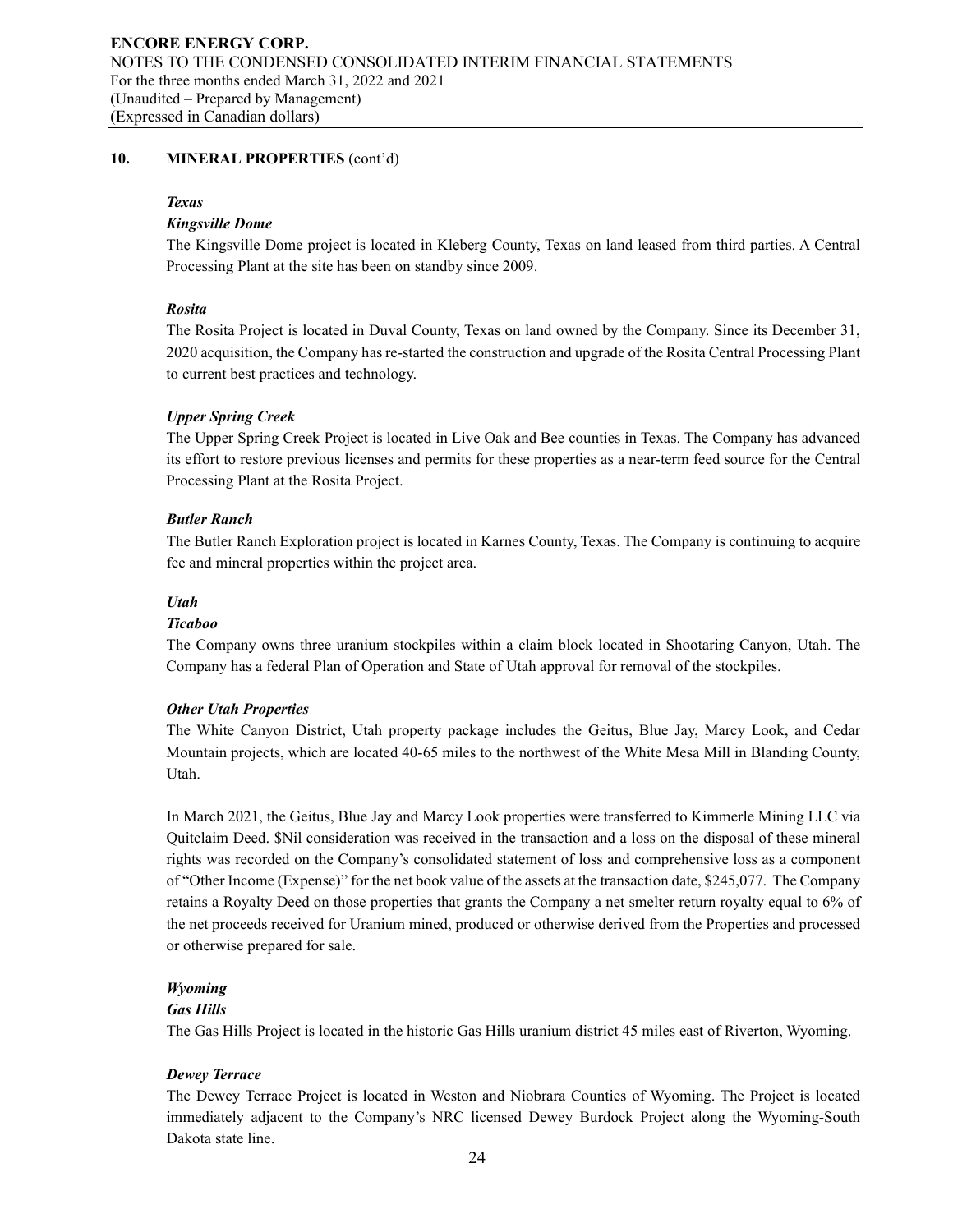## 10. MINERAL PROPERTIES (cont'd)

### *Texas*

#### *Kingsville Dome*

The Kingsville Dome project is located in Kleberg County, Texas on land leased from third parties. A Central Processing Plant at the site has been on standby since 2009.

#### *Rosita*

The Rosita Project is located in Duval County, Texas on land owned by the Company. Since its December 31, 2020 acquisition, the Company has re-started the construction and upgrade of the Rosita Central Processing Plant to current best practices and technology.

#### *Upper Spring Creek*

The Upper Spring Creek Project is located in Live Oak and Bee counties in Texas. The Company has advanced its effort to restore previous licenses and permits for these properties as a near-term feed source for the Central Processing Plant at the Rosita Project.

#### *Butler Ranch*

The Butler Ranch Exploration project is located in Karnes County, Texas. The Company is continuing to acquire fee and mineral properties within the project area.

### *Utah*

#### *Ticaboo*

The Company owns three uranium stockpiles within a claim block located in Shootaring Canyon, Utah. The Company has a federal Plan of Operation and State of Utah approval for removal of the stockpiles.

#### *Other Utah Properties*

The White Canyon District, Utah property package includes the Geitus, Blue Jay, Marcy Look, and Cedar Mountain projects, which are located 40-65 miles to the northwest of the White Mesa Mill in Blanding County, Utah.

In March 2021, the Geitus, Blue Jay and Marcy Look properties were transferred to Kimmerle Mining LLC via Quitclaim Deed. $Nil consideration was received in the transaction and a loss on the disposal of these mineral rights was recorded on the Company's consolidated statement of loss and comprehensive loss as a component of "Other Income (Expense)" for the net book value of the assets at the transaction date, $245,077. The Company retains a Royalty Deed on those properties that grants the Company a net smelter return royalty equal to 6% of the net proceeds received for Uranium mined, produced or otherwise derived from the Properties and processed or otherwise prepared for sale.

### *Wyoming*

#### *Gas Hills*

The Gas Hills Project is located in the historic Gas Hills uranium district 45 miles east of Riverton, Wyoming.

#### *Dewey Terrace*

The Dewey Terrace Project is located in Weston and Niobrara Counties of Wyoming. The Project is located immediately adjacent to the Company's NRC licensed Dewey Burdock Project along the Wyoming-South Dakota state line.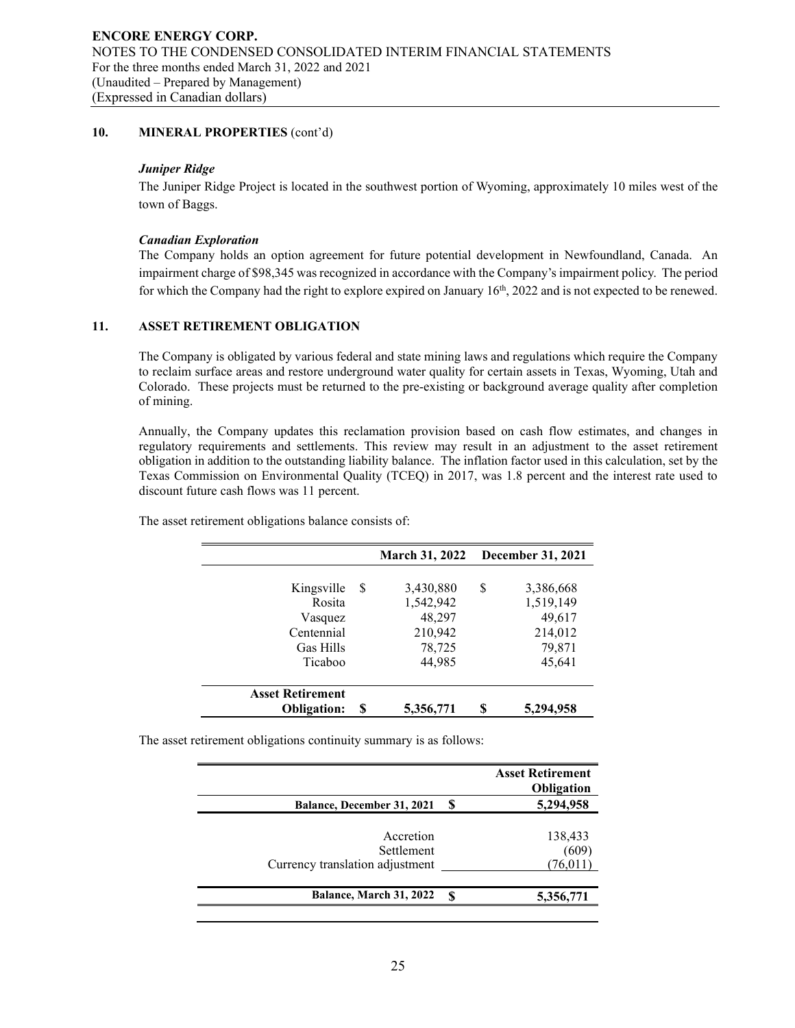## 10. MINERAL PROPERTIES (cont'd)

### *Juniper Ridge*

The Juniper Ridge Project is located in the southwest portion of Wyoming, approximately 10 miles west of the town of Baggs.

### *Canadian Exploration*

The Company holds an option agreement for future potential development in Newfoundland, Canada. An impairment charge of $98,345 was recognized in accordance with the Company's impairment policy. The period for which the Company had the right to explore expired on January 16th, 2022 and is not expected to be renewed.

## 11. ASSET RETIREMENT OBLIGATION

The Company is obligated by various federal and state mining laws and regulations which require the Company to reclaim surface areas and restore underground water quality for certain assets in Texas, Wyoming, Utah and Colorado. These projects must be returned to the pre-existing or background average quality after completion of mining.

Annually, the Company updates this reclamation provision based on cash flow estimates, and changes in regulatory requirements and settlements. This review may result in an adjustment to the asset retirement obligation in addition to the outstanding liability balance. The inflation factor used in this calculation, set by the Texas Commission on Environmental Quality (TCEQ) in 2017, was 1.8 percent and the interest rate used to discount future cash flows was 11 percent.

The asset retirement obligations balance consists of:

| | March 31, 2022 | December 31, 2021 |
|---|---|---|
| Kingsville | $ 3,430,880 | $ 3,386,668 |
| Rosita | 1,542,942 | 1,519,149 |
| Vasquez | 48,297 | 49,617 |
| Centennial | 210,942 | 214,012 |
| Gas Hills | 78,725 | 79,871 |
| Ticaboo | 44,985 | 45,641 |
| **Asset Retirement Obligation:** | **$ 5,356,771** | **$ 5,294,958** |

The asset retirement obligations continuity summary is as follows:

| | Asset Retirement Obligation |
|---|---|
| **Balance, December 31, 2021** | **$ 5,294,958** |
| Accretion | 138,433 |
| Settlement | (609) |
| Currency translation adjustment | (76,011) |
| **Balance, March 31, 2022** | **$ 5,356,771** |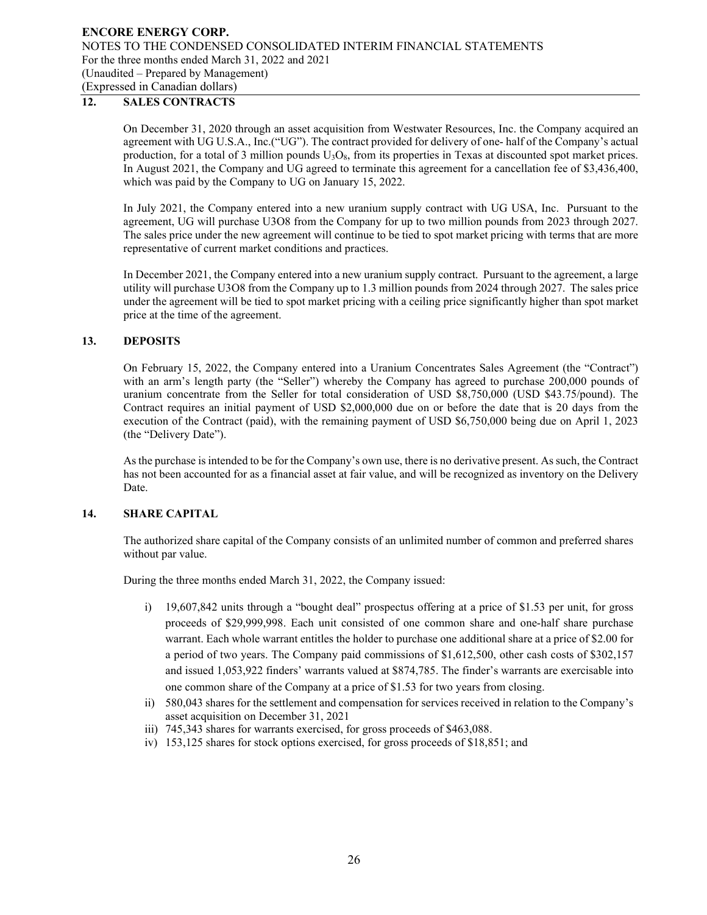## 12. SALES CONTRACTS

On December 31, 2020 through an asset acquisition from Westwater Resources, Inc. the Company acquired an agreement with UG U.S.A., Inc.("UG"). The contract provided for delivery of one- half of the Company's actual production, for a total of 3 million pounds $U_3O_8$, from its properties in Texas at discounted spot market prices. In August 2021, the Company and UG agreed to terminate this agreement for a cancellation fee of $3,436,400, which was paid by the Company to UG on January 15, 2022.

In July 2021, the Company entered into a new uranium supply contract with UG USA, Inc. Pursuant to the agreement, UG will purchase U3O8 from the Company for up to two million pounds from 2023 through 2027. The sales price under the new agreement will continue to be tied to spot market pricing with terms that are more representative of current market conditions and practices.

In December 2021, the Company entered into a new uranium supply contract. Pursuant to the agreement, a large utility will purchase U3O8 from the Company up to 1.3 million pounds from 2024 through 2027. The sales price under the agreement will be tied to spot market pricing with a ceiling price significantly higher than spot market price at the time of the agreement.

## 13. DEPOSITS

On February 15, 2022, the Company entered into a Uranium Concentrates Sales Agreement (the "Contract") with an arm's length party (the "Seller") whereby the Company has agreed to purchase 200,000 pounds of uranium concentrate from the Seller for total consideration of USD $8,750,000 (USD $43.75/pound). The Contract requires an initial payment of USD $2,000,000 due on or before the date that is 20 days from the execution of the Contract (paid), with the remaining payment of USD $6,750,000 being due on April 1, 2023 (the "Delivery Date").

As the purchase is intended to be for the Company's own use, there is no derivative present. As such, the Contract has not been accounted for as a financial asset at fair value, and will be recognized as inventory on the Delivery Date.

## 14. SHARE CAPITAL

The authorized share capital of the Company consists of an unlimited number of common and preferred shares without par value.

During the three months ended March 31, 2022, the Company issued:

i) 19,607,842 units through a "bought deal" prospectus offering at a price of $1.53 per unit, for gross proceeds of $29,999,998. Each unit consisted of one common share and one-half share purchase warrant. Each whole warrant entitles the holder to purchase one additional share at a price of $2.00 for a period of two years. The Company paid commissions of $1,612,500, other cash costs of $302,157 and issued 1,053,922 finders' warrants valued at $874,785. The finder's warrants are exercisable into one common share of the Company at a price of $1.53 for two years from closing.
ii) 580,043 shares for the settlement and compensation for services received in relation to the Company's asset acquisition on December 31, 2021
iii) 745,343 shares for warrants exercised, for gross proceeds of $463,088.
iv) 153,125 shares for stock options exercised, for gross proceeds of $18,851; and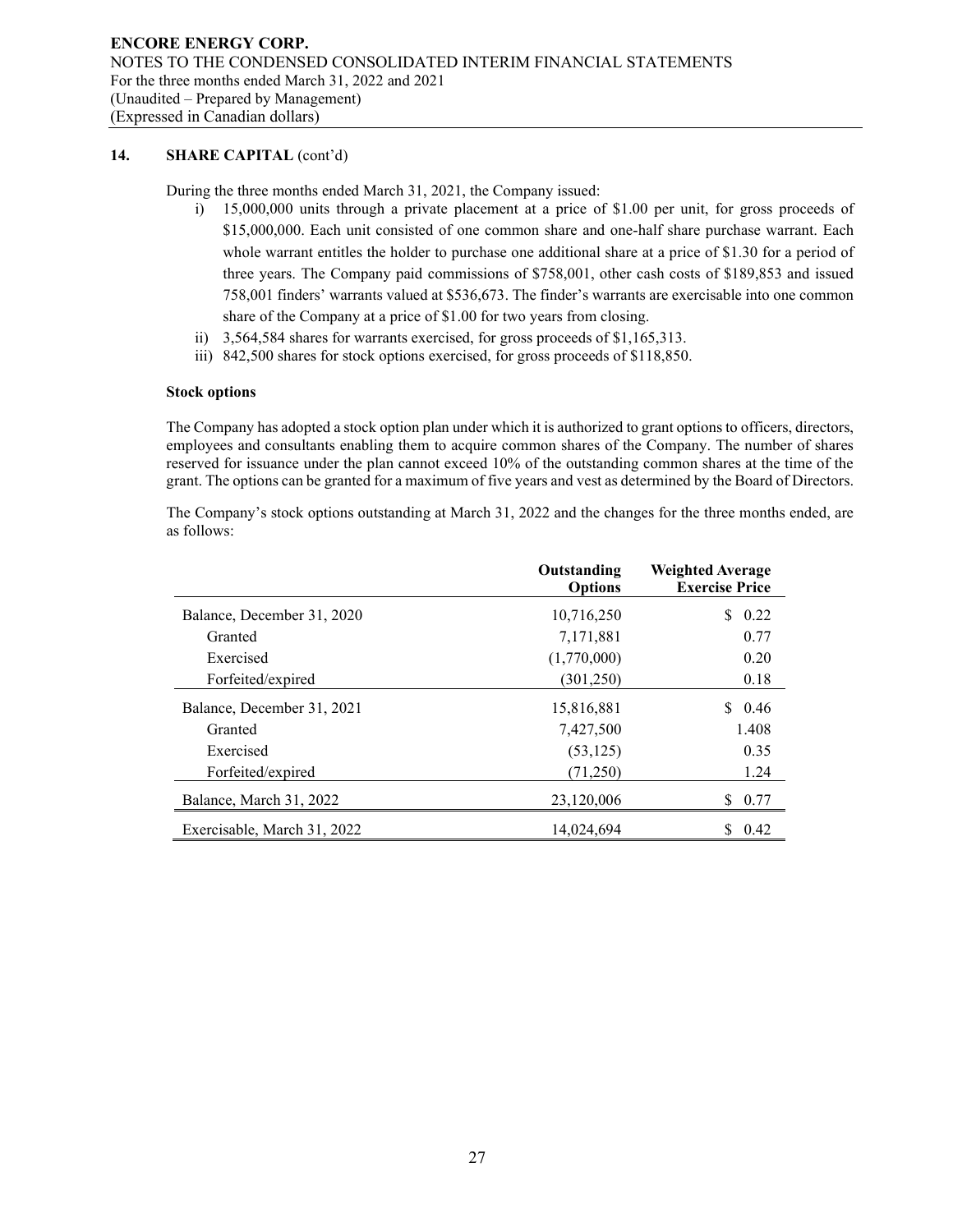## 14. SHARE CAPITAL (cont'd)

During the three months ended March 31, 2021, the Company issued:

i) 15,000,000 units through a private placement at a price of $1.00 per unit, for gross proceeds of $15,000,000. Each unit consisted of one common share and one-half share purchase warrant. Each whole warrant entitles the holder to purchase one additional share at a price of $1.30 for a period of three years. The Company paid commissions of $758,001, other cash costs of $189,853 and issued 758,001 finders' warrants valued at $536,673. The finder's warrants are exercisable into one common share of the Company at a price of $1.00 for two years from closing.
ii) 3,564,584 shares for warrants exercised, for gross proceeds of $1,165,313.
iii) 842,500 shares for stock options exercised, for gross proceeds of $118,850.

**Stock options**

The Company has adopted a stock option plan under which it is authorized to grant options to officers, directors, employees and consultants enabling them to acquire common shares of the Company. The number of shares reserved for issuance under the plan cannot exceed 10% of the outstanding common shares at the time of the grant. The options can be granted for a maximum of five years and vest as determined by the Board of Directors.

The Company's stock options outstanding at March 31, 2022 and the changes for the three months ended, are as follows:

| | Outstanding Options | Weighted Average Exercise Price |
|---|---|---|
| Balance, December 31, 2020 | 10,716,250 | $ 0.22 |
| Granted | 7,171,881 | 0.77 |
| Exercised | (1,770,000) | 0.20 |
| Forfeited/expired | (301,250) | 0.18 |
| Balance, December 31, 2021 | 15,816,881 | $ 0.46 |
| Granted | 7,427,500 | 1.408 |
| Exercised | (53,125) | 0.35 |
| Forfeited/expired | (71,250) | 1.24 |
| Balance, March 31, 2022 | 23,120,006 | $ 0.77 |
| Exercisable, March 31, 2022 | 14,024,694 | $ 0.42 |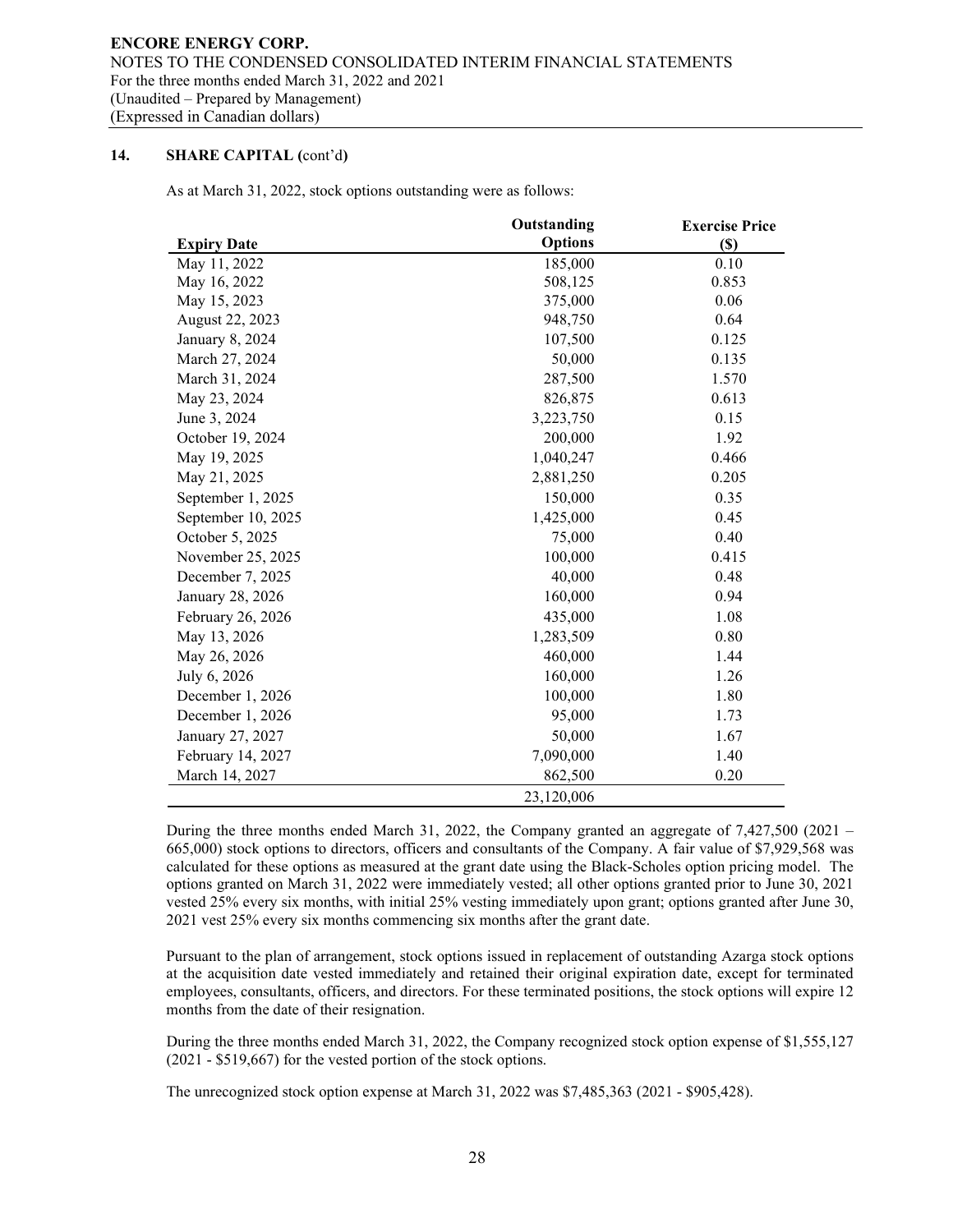## 14. SHARE CAPITAL (cont'd)

As at March 31, 2022, stock options outstanding were as follows:

| Expiry Date | Outstanding Options | Exercise Price ($) |
|---|---|---|
| May 11, 2022 | 185,000 | 0.10 |
| May 16, 2022 | 508,125 | 0.853 |
| May 15, 2023 | 375,000 | 0.06 |
| August 22, 2023 | 948,750 | 0.64 |
| January 8, 2024 | 107,500 | 0.125 |
| March 27, 2024 | 50,000 | 0.135 |
| March 31, 2024 | 287,500 | 1.570 |
| May 23, 2024 | 826,875 | 0.613 |
| June 3, 2024 | 3,223,750 | 0.15 |
| October 19, 2024 | 200,000 | 1.92 |
| May 19, 2025 | 1,040,247 | 0.466 |
| May 21, 2025 | 2,881,250 | 0.205 |
| September 1, 2025 | 150,000 | 0.35 |
| September 10, 2025 | 1,425,000 | 0.45 |
| October 5, 2025 | 75,000 | 0.40 |
| November 25, 2025 | 100,000 | 0.415 |
| December 7, 2025 | 40,000 | 0.48 |
| January 28, 2026 | 160,000 | 0.94 |
| February 26, 2026 | 435,000 | 1.08 |
| May 13, 2026 | 1,283,509 | 0.80 |
| May 26, 2026 | 460,000 | 1.44 |
| July 6, 2026 | 160,000 | 1.26 |
| December 1, 2026 | 100,000 | 1.80 |
| December 1, 2026 | 95,000 | 1.73 |
| January 27, 2027 | 50,000 | 1.67 |
| February 14, 2027 | 7,090,000 | 1.40 |
| March 14, 2027 | 862,500 | 0.20 |
| | 23,120,006 | |

During the three months ended March 31, 2022, the Company granted an aggregate of 7,427,500 (2021 – 665,000) stock options to directors, officers and consultants of the Company. A fair value of $7,929,568 was calculated for these options as measured at the grant date using the Black-Scholes option pricing model. The options granted on March 31, 2022 were immediately vested; all other options granted prior to June 30, 2021 vested 25% every six months, with initial 25% vesting immediately upon grant; options granted after June 30, 2021 vest 25% every six months commencing six months after the grant date.

Pursuant to the plan of arrangement, stock options issued in replacement of outstanding Azarga stock options at the acquisition date vested immediately and retained their original expiration date, except for terminated employees, consultants, officers, and directors. For these terminated positions, the stock options will expire 12 months from the date of their resignation.

During the three months ended March 31, 2022, the Company recognized stock option expense of $1,555,127 (2021 - $519,667) for the vested portion of the stock options.

The unrecognized stock option expense at March 31, 2022 was $7,485,363 (2021 - $905,428).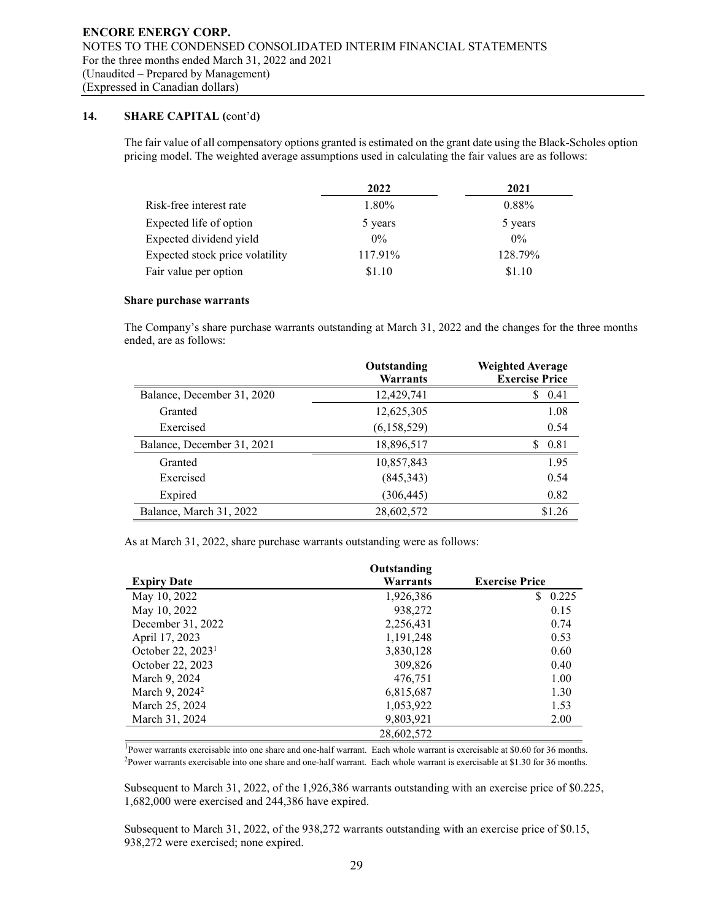**14. SHARE CAPITAL (cont'd)**

The fair value of all compensatory options granted is estimated on the grant date using the Black-Scholes option pricing model. The weighted average assumptions used in calculating the fair values are as follows:

| | 2022 | 2021 |
|---|---|---|
| Risk-free interest rate | 1.80% | 0.88% |
| Expected life of option | 5 years | 5 years |
| Expected dividend yield | 0% | 0% |
| Expected stock price volatility | 117.91% | 128.79% |
| Fair value per option | $1.10 | $1.10 |

**Share purchase warrants**

The Company's share purchase warrants outstanding at March 31, 2022 and the changes for the three months ended, are as follows:

| | Outstanding Warrants | Weighted Average Exercise Price |
|---|---|---|
| Balance, December 31, 2020 | 12,429,741 | $ 0.41 |
| Granted | 12,625,305 | 1.08 |
| Exercised | (6,158,529) | 0.54 |
| Balance, December 31, 2021 | 18,896,517 | $ 0.81 |
| Granted | 10,857,843 | 1.95 |
| Exercised | (845,343) | 0.54 |
| Expired | (306,445) | 0.82 |
| Balance, March 31, 2022 | 28,602,572 | $1.26 |

As at March 31, 2022, share purchase warrants outstanding were as follows:

| Expiry Date | Outstanding Warrants | Exercise Price |
|---|---|---|
| May 10, 2022 | 1,926,386 | $ 0.225 |
| May 10, 2022 | 938,272 | 0.15 |
| December 31, 2022 | 2,256,431 | 0.74 |
| April 17, 2023 | 1,191,248 | 0.53 |
| October 22, 2023[1] | 3,830,128 | 0.60 |
| October 22, 2023 | 309,826 | 0.40 |
| March 9, 2024 | 476,751 | 1.00 |
| March 9, 2024[2] | 6,815,687 | 1.30 |
| March 25, 2024 | 1,053,922 | 1.53 |
| March 31, 2024 | 9,803,921 | 2.00 |
| | 28,602,572 | |

[1]Power warrants exercisable into one share and one-half warrant. Each whole warrant is exercisable at $0.60 for 36 months.
[2]Power warrants exercisable into one share and one-half warrant. Each whole warrant is exercisable at $1.30 for 36 months.

Subsequent to March 31, 2022, of the 1,926,386 warrants outstanding with an exercise price of $0.225, 1,682,000 were exercised and 244,386 have expired.

Subsequent to March 31, 2022, of the 938,272 warrants outstanding with an exercise price of $0.15, 938,272 were exercised; none expired.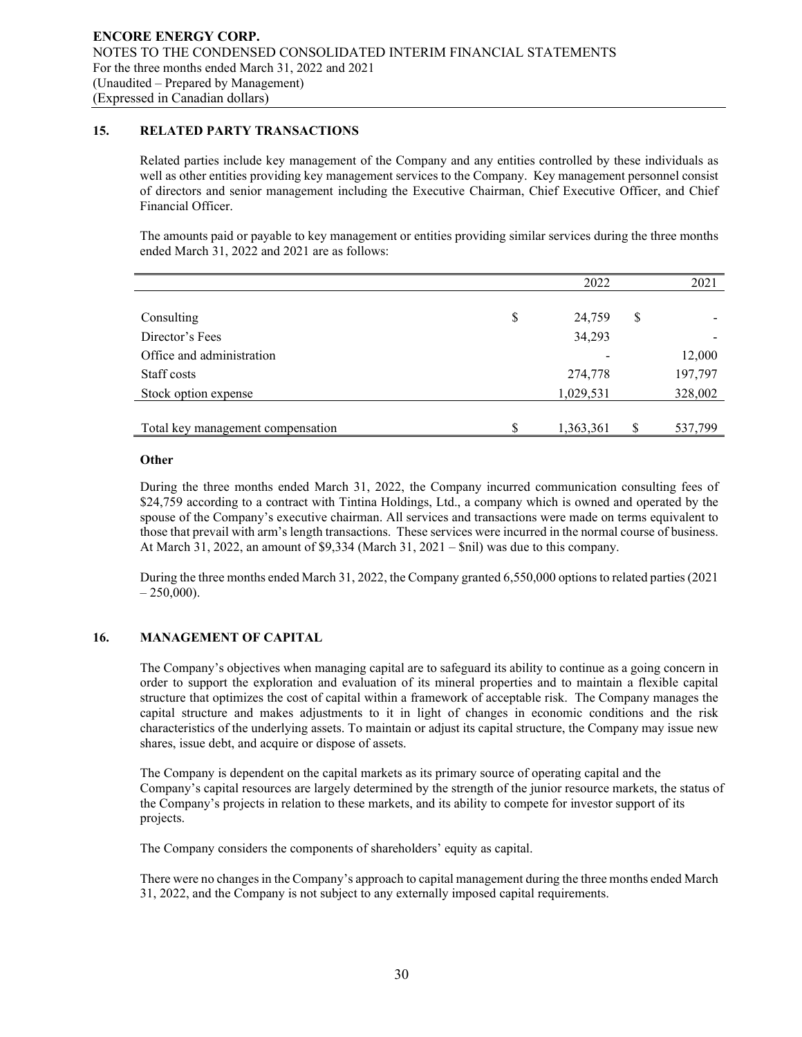## 15. RELATED PARTY TRANSACTIONS

Related parties include key management of the Company and any entities controlled by these individuals as well as other entities providing key management services to the Company. Key management personnel consist of directors and senior management including the Executive Chairman, Chief Executive Officer, and Chief Financial Officer.

The amounts paid or payable to key management or entities providing similar services during the three months ended March 31, 2022 and 2021 are as follows:

| | 2022 | 2021 |
|---|---|---|
| Consulting | $ 24,759 | $ - |
| Director's Fees | 34,293 | - |
| Office and administration | - | 12,000 |
| Staff costs | 274,778 | 197,797 |
| Stock option expense | 1,029,531 | 328,002 |
| Total key management compensation | $ 1,363,361 | $ 537,799 |

**Other**

During the three months ended March 31, 2022, the Company incurred communication consulting fees of $24,759 according to a contract with Tintina Holdings, Ltd., a company which is owned and operated by the spouse of the Company's executive chairman. All services and transactions were made on terms equivalent to those that prevail with arm's length transactions. These services were incurred in the normal course of business. At March 31, 2022, an amount of $9,334 (March 31, 2021 – $nil) was due to this company.

During the three months ended March 31, 2022, the Company granted 6,550,000 options to related parties (2021 – 250,000).

## 16. MANAGEMENT OF CAPITAL

The Company's objectives when managing capital are to safeguard its ability to continue as a going concern in order to support the exploration and evaluation of its mineral properties and to maintain a flexible capital structure that optimizes the cost of capital within a framework of acceptable risk. The Company manages the capital structure and makes adjustments to it in light of changes in economic conditions and the risk characteristics of the underlying assets. To maintain or adjust its capital structure, the Company may issue new shares, issue debt, and acquire or dispose of assets.

The Company is dependent on the capital markets as its primary source of operating capital and the Company's capital resources are largely determined by the strength of the junior resource markets, the status of the Company's projects in relation to these markets, and its ability to compete for investor support of its projects.

The Company considers the components of shareholders' equity as capital.

There were no changes in the Company's approach to capital management during the three months ended March 31, 2022, and the Company is not subject to any externally imposed capital requirements.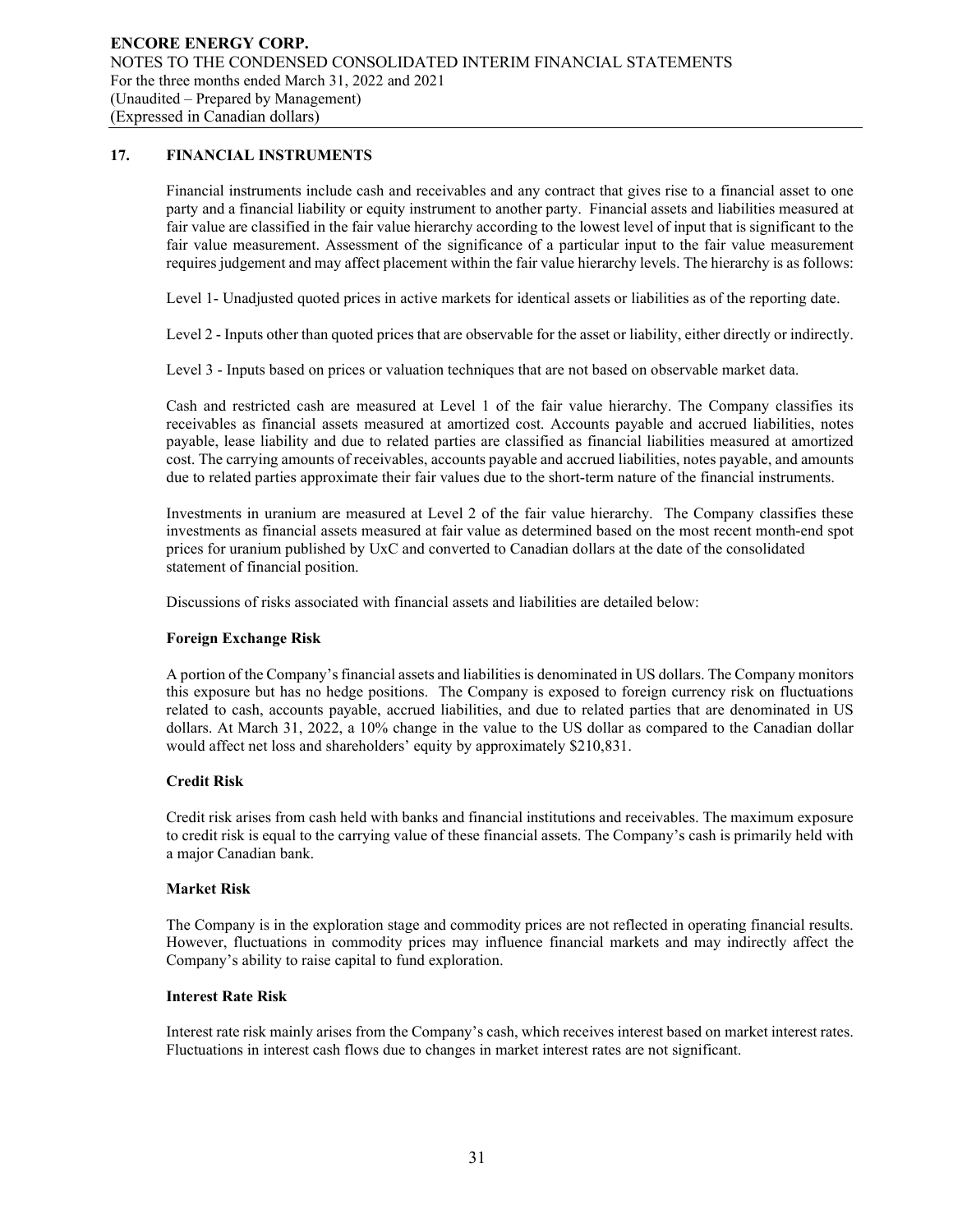## 17. FINANCIAL INSTRUMENTS

Financial instruments include cash and receivables and any contract that gives rise to a financial asset to one party and a financial liability or equity instrument to another party. Financial assets and liabilities measured at fair value are classified in the fair value hierarchy according to the lowest level of input that is significant to the fair value measurement. Assessment of the significance of a particular input to the fair value measurement requires judgement and may affect placement within the fair value hierarchy levels. The hierarchy is as follows:

Level 1- Unadjusted quoted prices in active markets for identical assets or liabilities as of the reporting date.

Level 2 - Inputs other than quoted prices that are observable for the asset or liability, either directly or indirectly.

Level 3 - Inputs based on prices or valuation techniques that are not based on observable market data.

Cash and restricted cash are measured at Level 1 of the fair value hierarchy. The Company classifies its receivables as financial assets measured at amortized cost. Accounts payable and accrued liabilities, notes payable, lease liability and due to related parties are classified as financial liabilities measured at amortized cost. The carrying amounts of receivables, accounts payable and accrued liabilities, notes payable, and amounts due to related parties approximate their fair values due to the short-term nature of the financial instruments.

Investments in uranium are measured at Level 2 of the fair value hierarchy. The Company classifies these investments as financial assets measured at fair value as determined based on the most recent month-end spot prices for uranium published by UxC and converted to Canadian dollars at the date of the consolidated statement of financial position.

Discussions of risks associated with financial assets and liabilities are detailed below:

### Foreign Exchange Risk

A portion of the Company's financial assets and liabilities is denominated in US dollars. The Company monitors this exposure but has no hedge positions. The Company is exposed to foreign currency risk on fluctuations related to cash, accounts payable, accrued liabilities, and due to related parties that are denominated in US dollars. At March 31, 2022, a 10% change in the value to the US dollar as compared to the Canadian dollar would affect net loss and shareholders' equity by approximately $210,831.

### Credit Risk

Credit risk arises from cash held with banks and financial institutions and receivables. The maximum exposure to credit risk is equal to the carrying value of these financial assets. The Company's cash is primarily held with a major Canadian bank.

### Market Risk

The Company is in the exploration stage and commodity prices are not reflected in operating financial results. However, fluctuations in commodity prices may influence financial markets and may indirectly affect the Company's ability to raise capital to fund exploration.

### Interest Rate Risk

Interest rate risk mainly arises from the Company's cash, which receives interest based on market interest rates. Fluctuations in interest cash flows due to changes in market interest rates are not significant.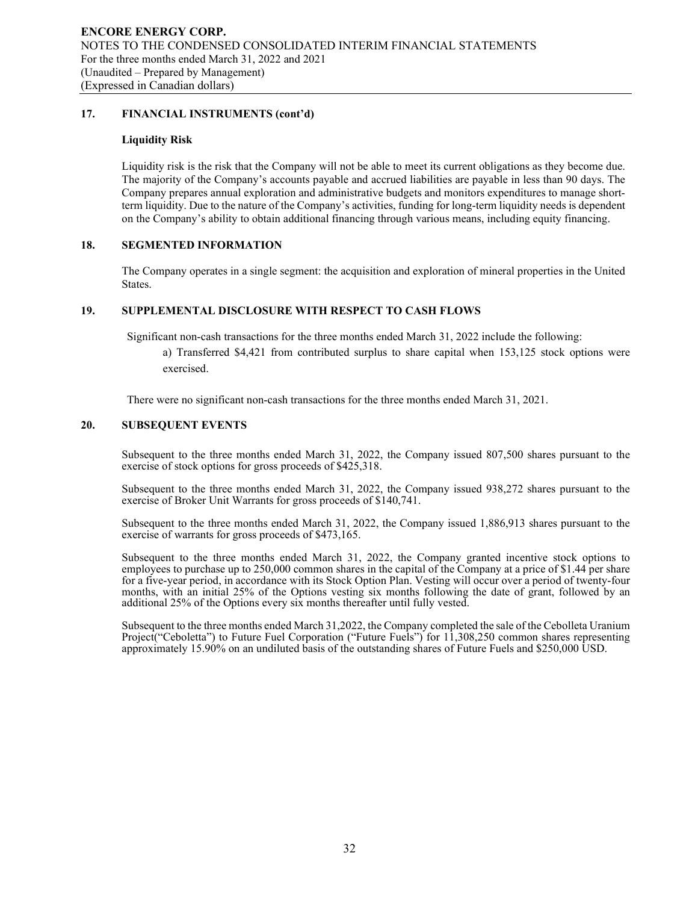## 17. FINANCIAL INSTRUMENTS (cont'd)

### Liquidity Risk

Liquidity risk is the risk that the Company will not be able to meet its current obligations as they become due. The majority of the Company's accounts payable and accrued liabilities are payable in less than 90 days. The Company prepares annual exploration and administrative budgets and monitors expenditures to manage short-term liquidity. Due to the nature of the Company's activities, funding for long-term liquidity needs is dependent on the Company's ability to obtain additional financing through various means, including equity financing.

## 18. SEGMENTED INFORMATION

The Company operates in a single segment: the acquisition and exploration of mineral properties in the United States.

## 19. SUPPLEMENTAL DISCLOSURE WITH RESPECT TO CASH FLOWS

Significant non-cash transactions for the three months ended March 31, 2022 include the following:

a) Transferred $4,421 from contributed surplus to share capital when 153,125 stock options were exercised.

There were no significant non-cash transactions for the three months ended March 31, 2021.

## 20. SUBSEQUENT EVENTS

Subsequent to the three months ended March 31, 2022, the Company issued 807,500 shares pursuant to the exercise of stock options for gross proceeds of $425,318.

Subsequent to the three months ended March 31, 2022, the Company issued 938,272 shares pursuant to the exercise of Broker Unit Warrants for gross proceeds of $140,741.

Subsequent to the three months ended March 31, 2022, the Company issued 1,886,913 shares pursuant to the exercise of warrants for gross proceeds of $473,165.

Subsequent to the three months ended March 31, 2022, the Company granted incentive stock options to employees to purchase up to 250,000 common shares in the capital of the Company at a price of $1.44 per share for a five-year period, in accordance with its Stock Option Plan. Vesting will occur over a period of twenty-four months, with an initial 25% of the Options vesting six months following the date of grant, followed by an additional 25% of the Options every six months thereafter until fully vested.

Subsequent to the three months ended March 31,2022, the Company completed the sale of the Cebolleta Uranium Project("Ceboletta") to Future Fuel Corporation ("Future Fuels") for 11,308,250 common shares representing approximately 15.90% on an undiluted basis of the outstanding shares of Future Fuels and $250,000 USD.